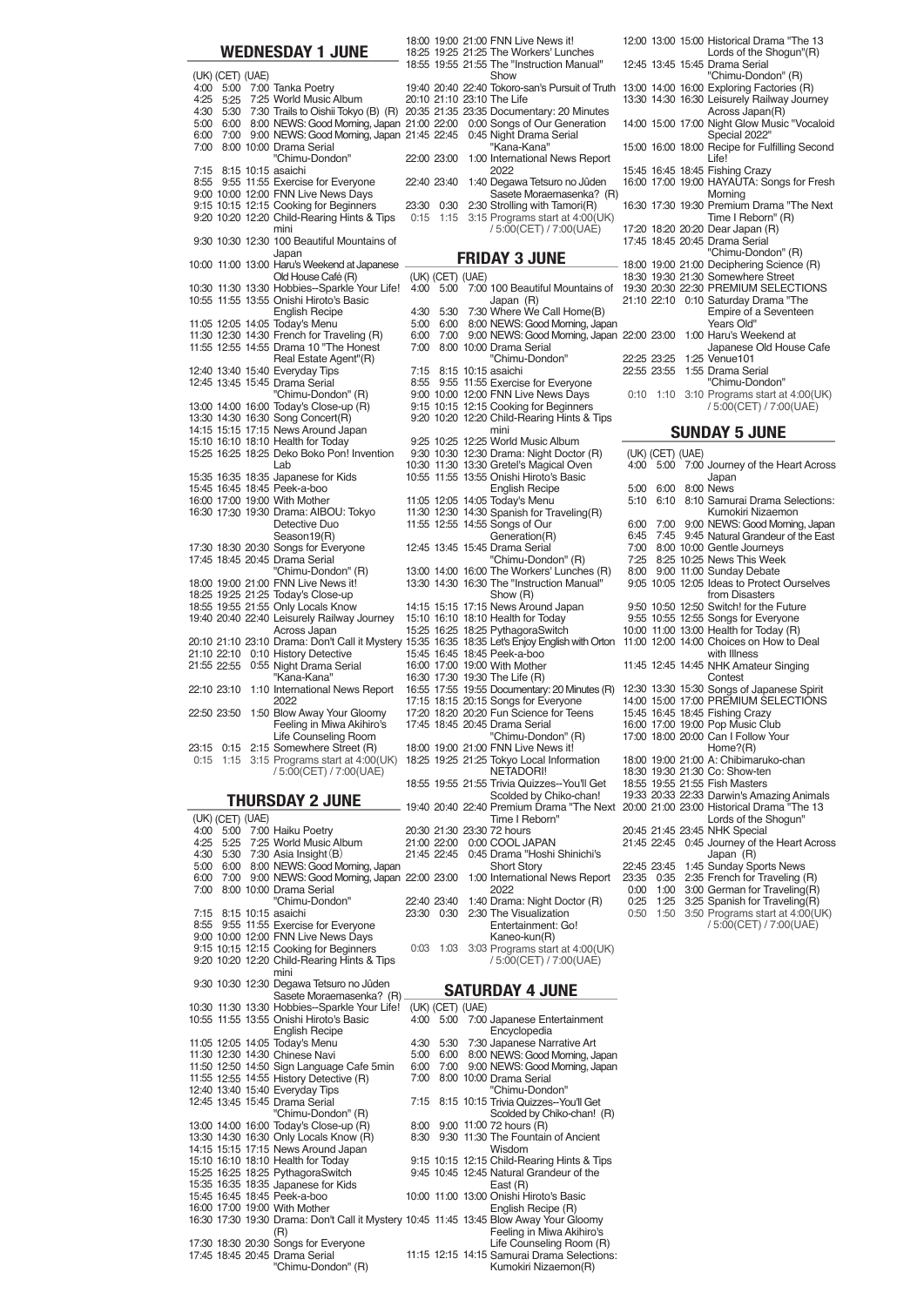## WEDNESDAY 1 JUNE

| (UK) | (CET) | (UAE) | |
|---|---|---|---|
| 4:00 | 5:00 | 7:00 | Tanka Poetry |
| 4:25 | 5:25 | 7:25 | World Music Album |
| 4:30 | 5:30 | 7:30 | Trails to Oishii Tokyo (B) (R) |
| 5:00 | 6:00 | 8:00 | NEWS: Good Morning, Japan |
| 6:00 | 7:00 | 9:00 | NEWS: Good Morning, Japan |
| 7:00 | 8:00 | 10:00 | Drama Serial "Chimu-Dondon" |
| 7:15 | 8:15 | 10:15 | asaichi |
| 8:55 | 9:55 | 11:55 | Exercise for Everyone |
| 9:00 | 10:00 | 12:00 | FNN Live News Days |
| 9:15 | 10:15 | 12:15 | Cooking for Beginners |
| 9:20 | 10:20 | 12:20 | Child-Rearing Hints & Tips mini |
| 9:30 | 10:30 | 12:30 | 100 Beautiful Mountains of Japan |
| 10:00 | 11:00 | 13:00 | Haru's Weekend at Japanese Old House Café (R) |
| 10:30 | 11:30 | 13:30 | Hobbies--Sparkle Your Life! |
| 10:55 | 11:55 | 13:55 | Onishi Hiroto's Basic English Recipe |
| 11:05 | 12:05 | 14:05 | Today's Menu |
| 11:30 | 12:30 | 14:30 | French for Traveling (R) |
| 11:55 | 12:55 | 14:55 | Drama 10 "The Honest Real Estate Agent"(R) |
| 12:40 | 13:40 | 15:40 | Everyday Tips |
| 12:45 | 13:45 | 15:45 | Drama Serial "Chimu-Dondon" (R) |
| 13:00 | 14:00 | 16:00 | Today's Close-up (R) |
| 13:30 | 14:30 | 16:30 | Song Concert(R) |
| 14:15 | 15:15 | 17:15 | News Around Japan |
| 15:10 | 16:10 | 18:10 | Health for Today |
| 15:25 | 16:25 | 18:25 | Deko Boko Pon! Invention Lab |
| 15:35 | 16:35 | 18:35 | Japanese for Kids |
| 15:45 | 16:45 | 18:45 | Peek-a-boo |
| 16:00 | 17:00 | 19:00 | With Mother |
| 16:30 | 17:30 | 19:30 | Drama: AIBOU: Tokyo Detective Duo Season19(R) |
| 17:30 | 18:30 | 20:30 | Songs for Everyone |
| 17:45 | 18:45 | 20:45 | Drama Serial "Chimu-Dondon" (R) |
| 18:00 | 19:00 | 21:00 | FNN Live News it! |
| 18:25 | 19:25 | 21:25 | Today's Close-up |
| 18:55 | 19:55 | 21:55 | Only Locals Know |
| 19:40 | 20:40 | 22:40 | Leisurely Railway Journey Across Japan |
| 20:10 | 21:10 | 23:10 | Drama: Don't Call it Mystery |
| 21:10 | 22:10 | 0:10 | History Detective |
| 21:55 | 22:55 | 0:55 | Night Drama Serial "Kana-Kana" |
| 22:10 | 23:10 | 1:10 | International News Report 2022 |
| 22:50 | 23:50 | 1:50 | Blow Away Your Gloomy Feeling in Miwa Akihiro's Life Counseling Room |
| 23:15 | 0:15 | 2:15 | Somewhere Street (R) |
| 0:15 | 1:15 | 3:15 | Programs start at 4:00(UK) / 5:00(CET) / 7:00(UAE) |

## THURSDAY 2 JUNE

| (UK) | (CET) | (UAE) | |
|---|---|---|---|
| 4:00 | 5:00 | 7:00 | Haiku Poetry |
| 4:25 | 5:25 | 7:25 | World Music Album |
| 4:30 | 5:30 | 7:30 | Asia Insight (B) |
| 5:00 | 6:00 | 8:00 | NEWS: Good Morning, Japan |
| 6:00 | 7:00 | 9:00 | NEWS: Good Morning, Japan |
| 7:00 | 8:00 | 10:00 | Drama Serial "Chimu-Dondon" |
| 7:15 | 8:15 | 10:15 | asaichi |
| 8:55 | 9:55 | 11:55 | Exercise for Everyone |
| 9:00 | 10:00 | 12:00 | FNN Live News Days |
| 9:15 | 10:15 | 12:15 | Cooking for Beginners |
| 9:20 | 10:20 | 12:20 | Child-Rearing Hints & Tips mini |
| 9:30 | 10:30 | 12:30 | Degawa Tetsuro no Jûden Sasete Moraemasenka? (R) |
| 10:30 | 11:30 | 13:30 | Hobbies--Sparkle Your Life! |
| 10:55 | 11:55 | 13:55 | Onishi Hiroto's Basic English Recipe |
| 11:05 | 12:05 | 14:05 | Today's Menu |
| 11:30 | 12:30 | 14:30 | Chinese Navi |
| 11:50 | 12:50 | 14:50 | Sign Language Cafe 5min |
| 11:55 | 12:55 | 14:55 | History Detective (R) |
| 12:40 | 13:40 | 15:40 | Everyday Tips |
| 12:45 | 13:45 | 15:45 | Drama Serial "Chimu-Dondon" (R) |
| 13:00 | 14:00 | 16:00 | Today's Close-up (R) |
| 13:30 | 14:30 | 16:30 | Only Locals Know (R) |
| 14:15 | 15:15 | 17:15 | News Around Japan |
| 15:10 | 16:10 | 18:10 | Health for Today |
| 15:25 | 16:25 | 18:25 | PythagoraSwitch |
| 15:35 | 16:35 | 18:35 | Japanese for Kids |
| 15:45 | 16:45 | 18:45 | Peek-a-boo |
| 16:00 | 17:00 | 19:00 | With Mother |
| 16:30 | 17:30 | 19:30 | Drama: Don't Call it Mystery (R) |
| 17:30 | 18:30 | 20:30 | Songs for Everyone |
| 17:45 | 18:45 | 20:45 | Drama Serial "Chimu-Dondon" (R) |
| 18:00 | 19:00 | 21:00 | FNN Live News it! |
| 18:25 | 19:25 | 21:25 | The Workers' Lunches |
| 18:55 | 19:55 | 21:55 | The "Instruction Manual" Show |
| 19:40 | 20:40 | 22:40 | Tokoro-san's Pursuit of Truth |
| 20:10 | 21:10 | 23:10 | The Life |
| 20:35 | 21:35 | 23:35 | Documentary: 20 Minutes |
| 21:00 | 22:00 | 0:00 | Songs of Our Generation |
| 21:45 | 22:45 | 0:45 | Night Drama Serial "Kana-Kana" |
| 22:00 | 23:00 | 1:00 | International News Report 2022 |
| 22:40 | 23:40 | 1:40 | Degawa Tetsuro no Jûden Sasete Moraemasenka? (R) |
| 23:30 | 0:30 | 2:30 | Strolling with Tamori(R) |
| 0:15 | 1:15 | 3:15 | Programs start at 4:00(UK) / 5:00(CET) / 7:00(UAE) |

## FRIDAY 3 JUNE

| (UK) | (CET) | (UAE) | |
|---|---|---|---|
| 4:00 | 5:00 | 7:00 | 100 Beautiful Mountains of Japan (R) |
| 4:30 | 5:30 | 7:30 | Where We Call Home(B) |
| 5:00 | 6:00 | 8:00 | NEWS: Good Morning, Japan |
| 6:00 | 7:00 | 9:00 | NEWS: Good Morning, Japan |
| 7:00 | 8:00 | 10:00 | Drama Serial "Chimu-Dondon" |
| 7:15 | 8:15 | 10:15 | asaichi |
| 8:55 | 9:55 | 11:55 | Exercise for Everyone |
| 9:00 | 10:00 | 12:00 | FNN Live News Days |
| 9:15 | 10:15 | 12:15 | Cooking for Beginners |
| 9:20 | 10:20 | 12:20 | Child-Rearing Hints & Tips mini |
| 9:25 | 10:25 | 12:25 | World Music Album |
| 9:30 | 10:30 | 12:30 | Drama: Night Doctor (R) |
| 10:30 | 11:30 | 13:30 | Gretel's Magical Oven |
| 10:55 | 11:55 | 13:55 | Onishi Hiroto's Basic English Recipe |
| 11:05 | 12:05 | 14:05 | Today's Menu |
| 11:30 | 12:30 | 14:30 | Spanish for Traveling(R) |
| 11:55 | 12:55 | 14:55 | Songs of Our Generation(R) |
| 12:45 | 13:45 | 15:45 | Drama Serial "Chimu-Dondon" (R) |
| 13:00 | 14:00 | 16:00 | The Workers' Lunches (R) |
| 13:30 | 14:30 | 16:30 | The "Instruction Manual" Show (R) |
| 14:15 | 15:15 | 17:15 | News Around Japan |
| 15:10 | 16:10 | 18:10 | Health for Today |
| 15:25 | 16:25 | 18:25 | PythagoraSwitch |
| 15:35 | 16:35 | 18:35 | Let's Enjoy English with Orton |
| 15:45 | 16:45 | 18:45 | Peek-a-boo |
| 16:00 | 17:00 | 19:00 | With Mother |
| 16:30 | 17:30 | 19:30 | The Life (R) |
| 16:55 | 17:55 | 19:55 | Documentary: 20 Minutes (R) |
| 17:15 | 18:15 | 20:15 | Songs for Everyone |
| 17:20 | 18:20 | 20:20 | Fun Science for Teens |
| 17:45 | 18:45 | 20:45 | Drama Serial "Chimu-Dondon" (R) |
| 18:00 | 19:00 | 21:00 | FNN Live News it! |
| 18:25 | 19:25 | 21:25 | Tokyo Local Information NETADORI! |
| 18:55 | 19:55 | 21:55 | Trivia Quizzes--You'll Get Scolded by Chiko-chan! |
| 19:40 | 20:40 | 22:40 | Premium Drama "The Next Time I Reborn" |
| 20:30 | 21:30 | 23:30 | 72 hours |
| 21:00 | 22:00 | 0:00 | COOL JAPAN |
| 21:45 | 22:45 | 0:45 | Drama "Hoshi Shinichi's Short Story |
| 22:00 | 23:00 | 1:00 | International News Report 2022 |
| 22:40 | 23:40 | 1:40 | Drama: Night Doctor (R) |
| 23:30 | 0:30 | 2:30 | The Visualization Entertainment: Go! Kaneo-kun(R) |
| 0:03 | 1:03 | 3:03 | Programs start at 4:00(UK) / 5:00(CET) / 7:00(UAE) |

## SATURDAY 4 JUNE

| (UK) | (CET) | (UAE) | |
|---|---|---|---|
| 4:00 | 5:00 | 7:00 | Japanese Entertainment Encyclopedia |
| 4:30 | 5:30 | 7:30 | Japanese Narrative Art |
| 5:00 | 6:00 | 8:00 | NEWS: Good Morning, Japan |
| 6:00 | 7:00 | 9:00 | NEWS: Good Morning, Japan |
| 7:00 | 8:00 | 10:00 | Drama Serial "Chimu-Dondon" |
| 7:15 | 8:15 | 10:15 | Trivia Quizzes--You'll Get Scolded by Chiko-chan! (R) |
| 8:00 | 9:00 | 11:00 | 72 hours (R) |
| 8:30 | 9:30 | 11:30 | The Fountain of Ancient Wisdom |
| 9:15 | 10:15 | 12:15 | Child-Rearing Hints & Tips |
| 9:45 | 10:45 | 12:45 | Natural Grandeur of the East (R) |
| 10:00 | 11:00 | 13:00 | Onishi Hiroto's Basic English Recipe (R) |
| 10:45 | 11:45 | 13:45 | Blow Away Your Gloomy Feeling in Miwa Akihiro's Life Counseling Room (R) |
| 11:15 | 12:15 | 14:15 | Samurai Drama Selections: Kumokiri Nizaemon(R) |
| 12:00 | 13:00 | 15:00 | Historical Drama "The 13 Lords of the Shogun"(R) |
| 12:45 | 13:45 | 15:45 | Drama Serial "Chimu-Dondon" (R) |
| 13:00 | 14:00 | 16:00 | Exploring Factories (R) |
| 13:30 | 14:30 | 16:30 | Leisurely Railway Journey Across Japan(R) |
| 14:00 | 15:00 | 17:00 | Night Glow Music "Vocaloid Special 2022" |
| 15:00 | 16:00 | 18:00 | Recipe for Fulfilling Second Life! |
| 15:45 | 16:45 | 18:45 | Fishing Crazy |
| 16:00 | 17:00 | 19:00 | HAYAUTA: Songs for Fresh Morning |
| 16:30 | 17:30 | 19:30 | Premium Drama "The Next Time I Reborn" (R) |
| 17:20 | 18:20 | 20:20 | Dear Japan (R) |
| 17:45 | 18:45 | 20:45 | Drama Serial "Chimu-Dondon" (R) |
| 18:00 | 19:00 | 21:00 | Deciphering Science (R) |
| 18:30 | 19:30 | 21:30 | Somewhere Street |
| 19:30 | 20:30 | 22:30 | PREMIUM SELECTIONS |
| 21:10 | 22:10 | 0:10 | Saturday Drama "The Empire of a Seventeen Years Old" |
| 22:00 | 23:00 | 1:00 | Haru's Weekend at Japanese Old House Cafe |
| 22:25 | 23:25 | 1:25 | Venue101 |
| 22:55 | 23:55 | 1:55 | Drama Serial "Chimu-Dondon" |
| 0:10 | 1:10 | 3:10 | Programs start at 4:00(UK) / 5:00(CET) / 7:00(UAE) |

## SUNDAY 5 JUNE

| (UK) | (CET) | (UAE) | |
|---|---|---|---|
| 4:00 | 5:00 | 7:00 | Journey of the Heart Across Japan |
| 5:00 | 6:00 | 8:00 | News |
| 5:10 | 6:10 | 8:10 | Samurai Drama Selections: Kumokiri Nizaemon |
| 6:00 | 7:00 | 9:00 | NEWS: Good Morning, Japan |
| 6:45 | 7:45 | 9:45 | Natural Grandeur of the East |
| 7:00 | 8:00 | 10:00 | Gentle Journeys |
| 7:25 | 8:25 | 10:25 | News This Week |
| 8:00 | 9:00 | 11:00 | Sunday Debate |
| 9:05 | 10:05 | 12:05 | Ideas to Protect Ourselves from Disasters |
| 9:50 | 10:50 | 12:50 | Switch! for the Future |
| 9:55 | 10:55 | 12:55 | Songs for Everyone |
| 10:00 | 11:00 | 13:00 | Health for Today (R) |
| 11:00 | 12:00 | 14:00 | Choices on How to Deal with Illness |
| 11:45 | 12:45 | 14:45 | NHK Amateur Singing Contest |
| 12:30 | 13:30 | 15:30 | Songs of Japanese Spirit |
| 14:00 | 15:00 | 17:00 | PREMIUM SELECTIONS |
| 15:45 | 16:45 | 18:45 | Fishing Crazy |
| 16:00 | 17:00 | 19:00 | Pop Music Club |
| 17:00 | 18:00 | 20:00 | Can I Follow Your Home?(R) |
| 18:00 | 19:00 | 21:00 | A: Chibimaruko-chan |
| 18:30 | 19:30 | 21:30 | Co: Show-ten |
| 18:55 | 19:55 | 21:55 | Fish Masters |
| 19:33 | 20:33 | 22:33 | Darwin's Amazing Animals |
| 20:00 | 21:00 | 23:00 | Historical Drama "The 13 Lords of the Shogun" |
| 20:45 | 21:45 | 23:45 | NHK Special |
| 21:45 | 22:45 | 0:45 | Journey of the Heart Across Japan (R) |
| 22:45 | 23:45 | 1:45 | Sunday Sports News |
| 23:35 | 0:35 | 2:35 | French for Traveling (R) |
| 0:00 | 1:00 | 3:00 | German for Traveling(R) |
| 0:25 | 1:25 | 3:25 | Spanish for Traveling(R) |
| 0:50 | 1:50 | 3:50 | Programs start at 4:00(UK) / 5:00(CET) / 7:00(UAE) |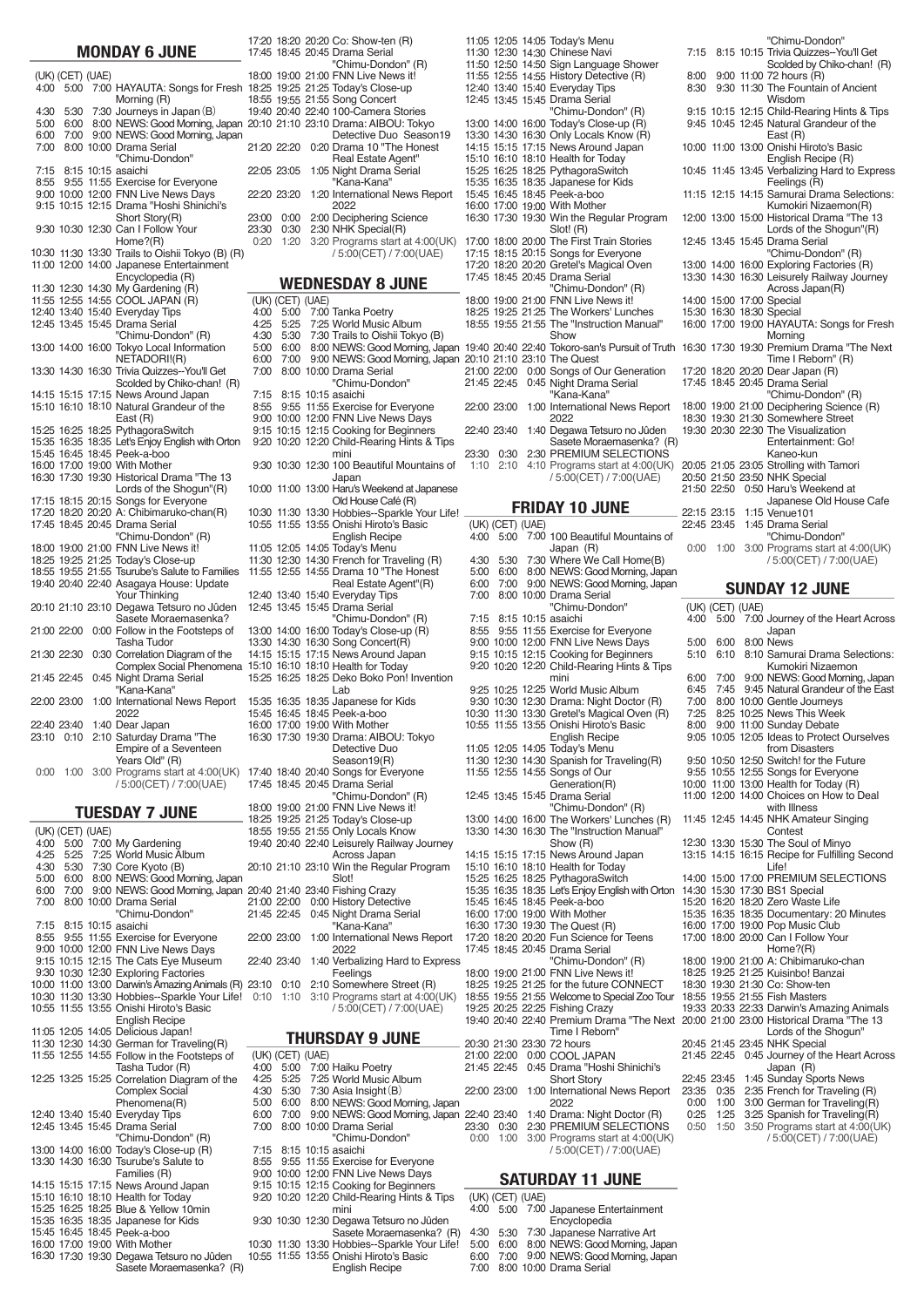## MONDAY 6 JUNE

| (UK) | (CET) | (UAE) | |
|---|---|---|---|
| 4:00 | 5:00 | 7:00 | HAYAUTA: Songs for Fresh Morning (R) |
| 4:30 | 5:30 | 7:30 | Journeys in Japan (B) |
| 5:00 | 6:00 | 8:00 | NEWS: Good Morning, Japan |
| 6:00 | 7:00 | 9:00 | NEWS: Good Morning, Japan |
| 7:00 | 8:00 | 10:00 | Drama Serial "Chimu-Dondon" |
| 7:15 | 8:15 | 10:15 | asaichi |
| 8:55 | 9:55 | 11:55 | Exercise for Everyone |
| 9:00 | 10:00 | 12:00 | FNN Live News Days |
| 9:15 | 10:15 | 12:15 | Drama "Hoshi Shinichi's Short Story(R) |
| 9:30 | 10:30 | 12:30 | Can I Follow Your Home?(R) |
| 10:30 | 11:30 | 13:30 | Trails to Oishii Tokyo (B) (R) |
| 11:00 | 12:00 | 14:00 | Japanese Entertainment Encyclopedia (R) |
| 11:30 | 12:30 | 14:30 | My Gardening (R) |
| 11:55 | 12:55 | 14:55 | COOL JAPAN (R) |
| 12:40 | 13:40 | 15:40 | Everyday Tips |
| 12:45 | 13:45 | 15:45 | Drama Serial "Chimu-Dondon" (R) |
| 13:00 | 14:00 | 16:00 | Tokyo Local Information NETADORI!(R) |
| 13:30 | 14:30 | 16:30 | Trivia Quizzes--You'll Get Scolded by Chiko-chan! (R) |
| 14:15 | 15:15 | 17:15 | News Around Japan |
| 15:10 | 16:10 | 18:10 | Natural Grandeur of the East (R) |
| 15:25 | 16:25 | 18:25 | PythagoraSwitch |
| 15:35 | 16:35 | 18:35 | Let's Enjoy English with Orton |
| 15:45 | 16:45 | 18:45 | Peek-a-boo |
| 16:00 | 17:00 | 19:00 | With Mother |
| 16:30 | 17:30 | 19:30 | Historical Drama "The 13 Lords of the Shogun"(R) |
| 17:15 | 18:15 | 20:15 | Songs for Everyone |
| 17:20 | 18:20 | 20:20 | A: Chibimaruko-chan(R) |
| 17:45 | 18:45 | 20:45 | Drama Serial "Chimu-Dondon" (R) |
| 18:00 | 19:00 | 21:00 | FNN Live News it! |
| 18:25 | 19:25 | 21:25 | Today's Close-up |
| 18:55 | 19:55 | 21:55 | Tsurube's Salute to Families |
| 19:40 | 20:40 | 22:40 | Asagaya House: Update Your Thinking |
| 20:10 | 21:10 | 23:10 | Degawa Tetsuro no Jûden Sasete Moraemasenka? |
| 21:00 | 22:00 | 0:00 | Follow in the Footsteps of Tasha Tudor |
| 21:30 | 22:30 | 0:30 | Correlation Diagram of the Complex Social Phenomena |
| 21:45 | 22:45 | 0:45 | Night Drama Serial "Kana-Kana" |
| 22:00 | 23:00 | 1:00 | International News Report 2022 |
| 22:40 | 23:40 | 1:40 | Dear Japan |
| 23:10 | 0:10 | 2:10 | Saturday Drama "The Empire of a Seventeen Years Old" (R) |
| 0:00 | 1:00 | 3:00 | Programs start at 4:00(UK) / 5:00(CET) / 7:00(UAE) |

## TUESDAY 7 JUNE

| (UK) | (CET) | (UAE) | |
|---|---|---|---|
| 4:00 | 5:00 | 7:00 | My Gardening |
| 4:25 | 5:25 | 7:25 | World Music Album |
| 4:30 | 5:30 | 7:30 | Core Kyoto (B) |
| 5:00 | 6:00 | 8:00 | NEWS: Good Morning, Japan |
| 6:00 | 7:00 | 9:00 | NEWS: Good Morning, Japan |
| 7:00 | 8:00 | 10:00 | Drama Serial "Chimu-Dondon" |
| 7:15 | 8:15 | 10:15 | asaichi |
| 8:55 | 9:55 | 11:55 | Exercise for Everyone |
| 9:00 | 10:00 | 12:00 | FNN Live News Days |
| 9:15 | 10:15 | 12:15 | The Cats Eye Museum |
| 9:30 | 10:30 | 12:30 | Exploring Factories |
| 10:00 | 11:00 | 13:00 | Darwin's Amazing Animals (R) |
| 10:30 | 11:30 | 13:30 | Hobbies--Sparkle Your Life! |
| 10:55 | 11:55 | 13:55 | Onishi Hiroto's Basic English Recipe |
| 11:05 | 12:05 | 14:05 | Delicious Japan! |
| 11:30 | 12:30 | 14:30 | German for Traveling(R) |
| 11:55 | 12:55 | 14:55 | Follow in the Footsteps of Tasha Tudor (R) |
| 12:25 | 13:25 | 15:25 | Correlation Diagram of the Complex Social Phenomena(R) |
| 12:40 | 13:40 | 15:40 | Everyday Tips |
| 12:45 | 13:45 | 15:45 | Drama Serial "Chimu-Dondon" (R) |
| 13:00 | 14:00 | 16:00 | Today's Close-up (R) |
| 13:30 | 14:30 | 16:30 | Tsurube's Salute to Families (R) |
| 14:15 | 15:15 | 17:15 | News Around Japan |
| 15:10 | 16:10 | 18:10 | Health for Today |
| 15:25 | 16:25 | 18:25 | Blue & Yellow 10min |
| 15:35 | 16:35 | 18:35 | Japanese for Kids |
| 15:45 | 16:45 | 18:45 | Peek-a-boo |
| 16:00 | 17:00 | 19:00 | With Mother |
| 16:30 | 17:30 | 19:30 | Degawa Tetsuro no Jûden Sasete Moraemasenka? (R) |
| 17:20 | 18:20 | 20:20 | Co: Show-ten (R) |
| 17:45 | 18:45 | 20:45 | Drama Serial "Chimu-Dondon" (R) |
| 18:00 | 19:00 | 21:00 | FNN Live News it! |
| 18:25 | 19:25 | 21:25 | Today's Close-up |
| 18:55 | 19:55 | 21:55 | Song Concert |
| 19:40 | 20:40 | 22:40 | 100-Camera Stories |
| 20:10 | 21:10 | 23:10 | Drama: AIBOU: Tokyo Detective Duo Season19 |
| 21:20 | 22:20 | 0:20 | Drama 10 "The Honest Real Estate Agent" |
| 22:05 | 23:05 | 1:05 | Night Drama Serial "Kana-Kana" |
| 22:20 | 23:20 | 1:20 | International News Report 2022 |
| 23:00 | 0:00 | 2:00 | Deciphering Science |
| 23:30 | 0:30 | 2:30 | NHK Special(R) |
| 0:20 | 1:20 | 3:20 | Programs start at 4:00(UK) / 5:00(CET) / 7:00(UAE) |

## WEDNESDAY 8 JUNE

| (UK) | (CET) | (UAE) | |
|---|---|---|---|
| 4:00 | 5:00 | 7:00 | Tanka Poetry |
| 4:25 | 5:25 | 7:25 | World Music Album |
| 4:30 | 5:30 | 7:30 | Trails to Oishii Tokyo (B) |
| 5:00 | 6:00 | 8:00 | NEWS: Good Morning, Japan |
| 6:00 | 7:00 | 9:00 | NEWS: Good Morning, Japan |
| 7:00 | 8:00 | 10:00 | Drama Serial "Chimu-Dondon" |
| 7:15 | 8:15 | 10:15 | asaichi |
| 8:55 | 9:55 | 11:55 | Exercise for Everyone |
| 9:00 | 10:00 | 12:00 | FNN Live News Days |
| 9:15 | 10:15 | 12:15 | Cooking for Beginners |
| 9:20 | 10:20 | 12:20 | Child-Rearing Hints & Tips mini |
| 9:30 | 10:30 | 12:30 | 100 Beautiful Mountains of Japan |
| 10:00 | 11:00 | 13:00 | Haru's Weekend at Japanese Old House Café (R) |
| 10:30 | 11:30 | 13:30 | Hobbies--Sparkle Your Life! |
| 10:55 | 11:55 | 13:55 | Onishi Hiroto's Basic English Recipe |
| 11:05 | 12:05 | 14:05 | Today's Menu |
| 11:30 | 12:30 | 14:30 | French for Traveling (R) |
| 11:55 | 12:55 | 14:55 | Drama 10 "The Honest Real Estate Agent"(R) |
| 12:40 | 13:40 | 15:40 | Everyday Tips |
| 12:45 | 13:45 | 15:45 | Drama Serial "Chimu-Dondon" (R) |
| 13:00 | 14:00 | 16:00 | Today's Close-up (R) |
| 13:30 | 14:30 | 16:30 | Song Concert(R) |
| 14:15 | 15:15 | 17:15 | News Around Japan |
| 15:10 | 16:10 | 18:10 | Health for Today |
| 15:25 | 16:25 | 18:25 | Deko Boko Pon! Invention Lab |
| 15:35 | 16:35 | 18:35 | Japanese for Kids |
| 15:45 | 16:45 | 18:45 | Peek-a-boo |
| 16:00 | 17:00 | 19:00 | With Mother |
| 16:30 | 17:30 | 19:30 | Drama: AIBOU: Tokyo Detective Duo Season19(R) |
| 17:40 | 18:40 | 20:40 | Songs for Everyone |
| 17:45 | 18:45 | 20:45 | Drama Serial "Chimu-Dondon" (R) |
| 18:00 | 19:00 | 21:00 | FNN Live News it! |
| 18:25 | 19:25 | 21:25 | Today's Close-up |
| 18:55 | 19:55 | 21:55 | Only Locals Know |
| 19:40 | 20:40 | 22:40 | Leisurely Railway Journey Across Japan |
| 20:10 | 21:10 | 23:10 | Win the Regular Program Slot! |
| 20:40 | 21:40 | 23:40 | Fishing Crazy |
| 21:00 | 22:00 | 0:00 | History Detective |
| 21:45 | 22:45 | 0:45 | Night Drama Serial "Kana-Kana" |
| 22:00 | 23:00 | 1:00 | International News Report 2022 |
| 22:40 | 23:40 | 1:40 | Verbalizing Hard to Express Feelings |
| 23:10 | 0:10 | 2:10 | Somewhere Street (R) |
| 0:10 | 1:10 | 3:10 | Programs start at 4:00(UK) / 5:00(CET) / 7:00(UAE) |

## THURSDAY 9 JUNE

| (UK) | (CET) | (UAE) | |
|---|---|---|---|
| 4:00 | 5:00 | 7:00 | Haiku Poetry |
| 4:25 | 5:25 | 7:25 | World Music Album |
| 4:30 | 5:30 | 7:30 | Asia Insight (B) |
| 5:00 | 6:00 | 8:00 | NEWS: Good Morning, Japan |
| 6:00 | 7:00 | 9:00 | NEWS: Good Morning, Japan |
| 7:00 | 8:00 | 10:00 | Drama Serial "Chimu-Dondon" |
| 7:15 | 8:15 | 10:15 | asaichi |
| 8:55 | 9:55 | 11:55 | Exercise for Everyone |
| 9:00 | 10:00 | 12:00 | FNN Live News Days |
| 9:15 | 10:15 | 12:15 | Cooking for Beginners |
| 9:20 | 10:20 | 12:20 | Child-Rearing Hints & Tips mini |
| 9:30 | 10:30 | 12:30 | Degawa Tetsuro no Jûden Sasete Moraemasenka? (R) |
| 10:30 | 11:30 | 13:30 | Hobbies--Sparkle Your Life! |
| 10:55 | 11:55 | 13:55 | Onishi Hiroto's Basic English Recipe |
| 11:05 | 12:05 | 14:05 | Today's Menu |
| 11:30 | 12:30 | 14:30 | Chinese Navi |
| 11:50 | 12:50 | 14:50 | Sign Language Shower |
| 11:55 | 12:55 | 14:55 | History Detective (R) |
| 12:40 | 13:40 | 15:40 | Everyday Tips |
| 12:45 | 13:45 | 15:45 | Drama Serial "Chimu-Dondon" (R) |
| 13:00 | 14:00 | 16:00 | Today's Close-up (R) |
| 13:30 | 14:30 | 16:30 | Only Locals Know (R) |
| 14:15 | 15:15 | 17:15 | News Around Japan |
| 15:10 | 16:10 | 18:10 | Health for Today |
| 15:25 | 16:25 | 18:25 | PythagoraSwitch |
| 15:35 | 16:35 | 18:35 | Japanese for Kids |
| 15:45 | 16:45 | 18:45 | Peek-a-boo |
| 16:00 | 17:00 | 19:00 | With Mother |
| 16:30 | 17:30 | 19:30 | Win the Regular Program Slot! (R) |
| 17:00 | 18:00 | 20:00 | The First Train Stories |
| 17:15 | 18:15 | 20:15 | Songs for Everyone |
| 17:20 | 18:20 | 20:20 | Gretel's Magical Oven |
| 17:45 | 18:45 | 20:45 | Drama Serial "Chimu-Dondon" (R) |
| 18:00 | 19:00 | 21:00 | FNN Live News it! |
| 18:25 | 19:25 | 21:25 | The Workers' Lunches |
| 18:55 | 19:55 | 21:55 | The "Instruction Manual" Show |
| 19:40 | 20:40 | 22:40 | Tokoro-san's Pursuit of Truth |
| 20:10 | 21:10 | 23:10 | The Quest |
| 21:00 | 22:00 | 0:00 | Songs of Our Generation |
| 21:45 | 22:45 | 0:45 | Night Drama Serial "Kana-Kana" |
| 22:00 | 23:00 | 1:00 | International News Report 2022 |
| 22:40 | 23:40 | 1:40 | Degawa Tetsuro no Jûden Sasete Moraemasenka? (R) |
| 23:30 | 0:30 | 2:30 | PREMIUM SELECTIONS |
| 1:10 | 2:10 | 4:10 | Programs start at 4:00(UK) / 5:00(CET) / 7:00(UAE) |

## FRIDAY 10 JUNE

| (UK) | (CET) | (UAE) | |
|---|---|---|---|
| 4:00 | 5:00 | 7:00 | 100 Beautiful Mountains of Japan (R) |
| 4:30 | 5:30 | 7:30 | Where We Call Home(B) |
| 5:00 | 6:00 | 8:00 | NEWS: Good Morning, Japan |
| 6:00 | 7:00 | 9:00 | NEWS: Good Morning, Japan |
| 7:00 | 8:00 | 10:00 | Drama Serial "Chimu-Dondon" |
| 7:15 | 8:15 | 10:15 | asaichi |
| 8:55 | 9:55 | 11:55 | Exercise for Everyone |
| 9:00 | 10:00 | 12:00 | FNN Live News Days |
| 9:15 | 10:15 | 12:15 | Cooking for Beginners |
| 9:20 | 10:20 | 12:20 | Child-Rearing Hints & Tips mini |
| 9:25 | 10:25 | 12:25 | World Music Album |
| 9:30 | 10:30 | 12:30 | Drama: Night Doctor (R) |
| 10:30 | 11:30 | 13:30 | Gretel's Magical Oven (R) |
| 10:55 | 11:55 | 13:55 | Onishi Hiroto's Basic English Recipe |
| 11:05 | 12:05 | 14:05 | Today's Menu |
| 11:30 | 12:30 | 14:30 | Spanish for Traveling(R) |
| 11:55 | 12:55 | 14:55 | Songs of Our Generation(R) |
| 12:45 | 13:45 | 15:45 | Drama Serial "Chimu-Dondon" (R) |
| 13:00 | 14:00 | 16:00 | The Workers' Lunches (R) |
| 13:30 | 14:30 | 16:30 | The "Instruction Manual" Show (R) |
| 14:15 | 15:15 | 17:15 | News Around Japan |
| 15:10 | 16:10 | 18:10 | Health for Today |
| 15:25 | 16:25 | 18:25 | PythagoraSwitch |
| 15:35 | 16:35 | 18:35 | Let's Enjoy English with Orton |
| 15:45 | 16:45 | 18:45 | Peek-a-boo |
| 16:00 | 17:00 | 19:00 | With Mother |
| 16:30 | 17:30 | 19:30 | The Quest (R) |
| 17:20 | 18:20 | 20:20 | Fun Science for Teens |
| 17:45 | 18:45 | 20:45 | Drama Serial "Chimu-Dondon" (R) |
| 18:00 | 19:00 | 21:00 | FNN Live News it! |
| 18:25 | 19:25 | 21:25 | for the future CONNECT |
| 18:55 | 19:55 | 21:55 | Welcome to Special Zoo Tour |
| 19:25 | 20:25 | 22:25 | Fishing Crazy |
| 19:40 | 20:40 | 22:40 | Premium Drama "The Next Time I Reborn" |
| 20:30 | 21:30 | 23:30 | 72 hours |
| 21:00 | 22:00 | 0:00 | COOL JAPAN |
| 21:45 | 22:45 | 0:45 | Drama "Hoshi Shinichi's Short Story |
| 22:00 | 23:00 | 1:00 | International News Report 2022 |
| 22:40 | 23:40 | 1:40 | Drama: Night Doctor (R) |
| 23:30 | 0:30 | 2:30 | PREMIUM SELECTIONS |
| 0:00 | 1:00 | 3:00 | Programs start at 4:00(UK) / 5:00(CET) / 7:00(UAE) |

## SATURDAY 11 JUNE

| (UK) | (CET) | (UAE) | |
|---|---|---|---|
| 4:00 | 5:00 | 7:00 | Japanese Entertainment Encyclopedia |
| 4:30 | 5:30 | 7:30 | Japanese Narrative Art |
| 5:00 | 6:00 | 8:00 | NEWS: Good Morning, Japan |
| 6:00 | 7:00 | 9:00 | NEWS: Good Morning, Japan |
| 7:00 | 8:00 | 10:00 | Drama Serial "Chimu-Dondon" |
| 7:15 | 8:15 | 10:15 | Trivia Quizzes--You'll Get Scolded by Chiko-chan! (R) |
| 8:00 | 9:00 | 11:00 | 72 hours (R) |
| 8:30 | 9:30 | 11:30 | The Fountain of Ancient Wisdom |
| 9:15 | 10:15 | 12:15 | Child-Rearing Hints & Tips |
| 9:45 | 10:45 | 12:45 | Natural Grandeur of the East (R) |
| 10:00 | 11:00 | 13:00 | Onishi Hiroto's Basic English Recipe (R) |
| 10:45 | 11:45 | 13:45 | Verbalizing Hard to Express Feelings (R) |
| 11:15 | 12:15 | 14:15 | Samurai Drama Selections: Kumokiri Nizaemon(R) |
| 12:00 | 13:00 | 15:00 | Historical Drama "The 13 Lords of the Shogun"(R) |
| 12:45 | 13:45 | 15:45 | Drama Serial "Chimu-Dondon" (R) |
| 13:00 | 14:00 | 16:00 | Exploring Factories (R) |
| 13:30 | 14:30 | 16:30 | Leisurely Railway Journey Across Japan(R) |
| 14:00 | 15:00 | 17:00 | Special |
| 15:30 | 16:30 | 18:30 | Special |
| 16:00 | 17:00 | 19:00 | HAYAUTA: Songs for Fresh Morning |
| 16:30 | 17:30 | 19:30 | Premium Drama "The Next Time I Reborn" (R) |
| 17:20 | 18:20 | 20:20 | Dear Japan (R) |
| 17:45 | 18:45 | 20:45 | Drama Serial "Chimu-Dondon" (R) |
| 18:00 | 19:00 | 21:00 | Deciphering Science (R) |
| 18:30 | 19:30 | 21:30 | Somewhere Street |
| 19:30 | 20:30 | 22:30 | The Visualization Entertainment: Go! Kaneo-kun |
| 20:05 | 21:05 | 23:05 | Strolling with Tamori |
| 20:50 | 21:50 | 23:50 | NHK Special |
| 21:50 | 22:50 | 0:50 | Haru's Weekend at Japanese Old House Cafe |
| 22:15 | 23:15 | 1:15 | Venue101 |
| 22:45 | 23:45 | 1:45 | Drama Serial "Chimu-Dondon" |
| 0:00 | 1:00 | 3:00 | Programs start at 4:00(UK) / 5:00(CET) / 7:00(UAE) |

## SUNDAY 12 JUNE

| (UK) | (CET) | (UAE) | |
|---|---|---|---|
| 4:00 | 5:00 | 7:00 | Journey of the Heart Across Japan |
| 5:00 | 6:00 | 8:00 | News |
| 5:10 | 6:10 | 8:10 | Samurai Drama Selections: Kumokiri Nizaemon |
| 6:00 | 7:00 | 9:00 | NEWS: Good Morning, Japan |
| 6:45 | 7:45 | 9:45 | Natural Grandeur of the East |
| 7:00 | 8:00 | 10:00 | Gentle Journeys |
| 7:25 | 8:25 | 10:25 | News This Week |
| 8:00 | 9:00 | 11:00 | Sunday Debate |
| 9:05 | 10:05 | 12:05 | Ideas to Protect Ourselves from Disasters |
| 9:50 | 10:50 | 12:50 | Switch! for the Future |
| 9:55 | 10:55 | 12:55 | Songs for Everyone |
| 10:00 | 11:00 | 13:00 | Health for Today (R) |
| 11:00 | 12:00 | 14:00 | Choices on How to Deal with Illness |
| 11:45 | 12:45 | 14:45 | NHK Amateur Singing Contest |
| 12:30 | 13:30 | 15:30 | The Soul of Minyo |
| 13:15 | 14:15 | 16:15 | Recipe for Fulfilling Second Life! |
| 14:00 | 15:00 | 17:00 | PREMIUM SELECTIONS |
| 14:30 | 15:30 | 17:30 | BS1 Special |
| 15:20 | 16:20 | 18:20 | Zero Waste Life |
| 15:35 | 16:35 | 18:35 | Documentary: 20 Minutes |
| 16:00 | 17:00 | 19:00 | Pop Music Club |
| 17:00 | 18:00 | 20:00 | Can I Follow Your Home?(R) |
| 18:00 | 19:00 | 21:00 | A: Chibimaruko-chan |
| 18:25 | 19:25 | 21:25 | Kuisinbo! Banzai |
| 18:30 | 19:30 | 21:30 | Co: Show-ten |
| 18:55 | 19:55 | 21:55 | Fish Masters |
| 19:33 | 20:33 | 22:33 | Darwin's Amazing Animals |
| 20:00 | 21:00 | 23:00 | Historical Drama "The 13 Lords of the Shogun" |
| 20:45 | 21:45 | 23:45 | NHK Special |
| 21:45 | 22:45 | 0:45 | Journey of the Heart Across Japan (R) |
| 22:45 | 23:45 | 1:45 | Sunday Sports News |
| 23:35 | 0:35 | 2:35 | French for Traveling (R) |
| 0:00 | 1:00 | 3:00 | German for Traveling(R) |
| 0:25 | 1:25 | 3:25 | Spanish for Traveling(R) |
| 0:50 | 1:50 | 3:50 | Programs start at 4:00(UK) / 5:00(CET) / 7:00(UAE) |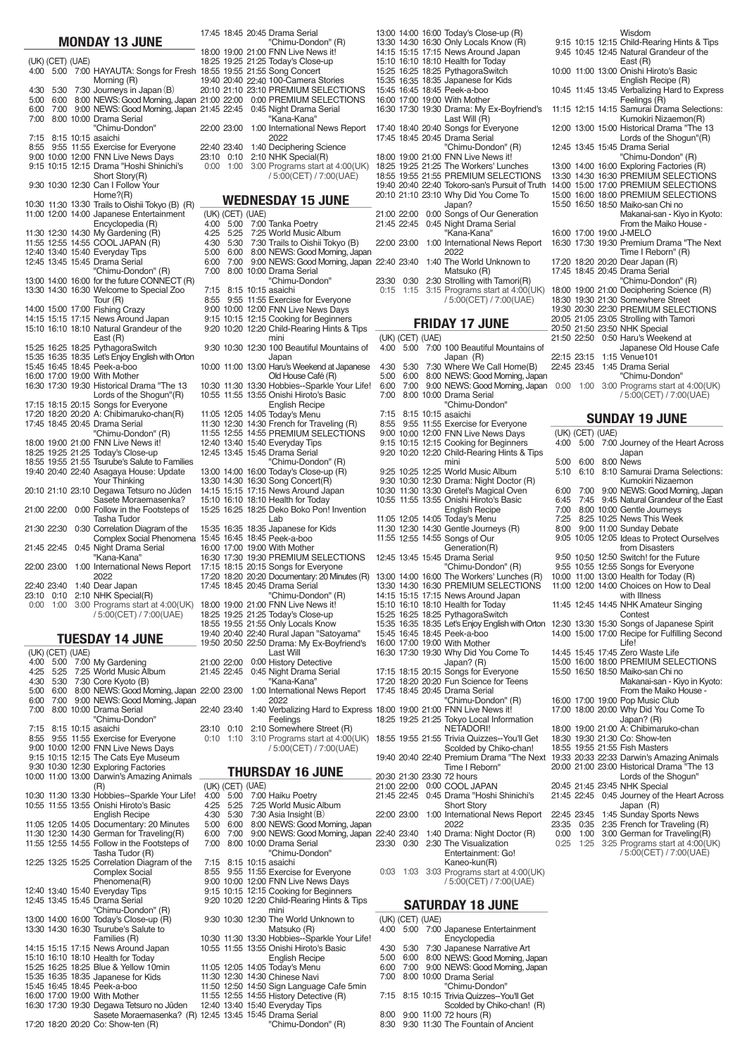## MONDAY 13 JUNE

| (UK) | (CET) | (UAE) | |
|---|---|---|---|
| 4:00 | 5:00 | 7:00 | HAYAUTA: Songs for Fresh Morning (R) |
| 4:30 | 5:30 | 7:30 | Journeys in Japan (B) |
| 5:00 | 6:00 | 8:00 | NEWS: Good Morning, Japan |
| 6:00 | 7:00 | 9:00 | NEWS: Good Morning, Japan |
| 7:00 | 8:00 | 10:00 | Drama Serial "Chimu-Dondon" |
| 7:15 | 8:15 | 10:15 | asaichi |
| 8:55 | 9:55 | 11:55 | Exercise for Everyone |
| 9:00 | 10:00 | 12:00 | FNN Live News Days |
| 9:15 | 10:15 | 12:15 | Drama "Hoshi Shinichi's Short Story(R) |
| 9:30 | 10:30 | 12:30 | Can I Follow Your Home?(R) |
| 10:30 | 11:30 | 13:30 | Trails to Oishii Tokyo (B) (R) |
| 11:00 | 12:00 | 14:00 | Japanese Entertainment Encyclopedia (R) |
| 11:30 | 12:30 | 14:30 | My Gardening (R) |
| 11:55 | 12:55 | 14:55 | COOL JAPAN (R) |
| 12:40 | 13:40 | 15:40 | Everyday Tips |
| 12:45 | 13:45 | 15:45 | Drama Serial "Chimu-Dondon" (R) |
| 13:00 | 14:00 | 16:00 | for the future CONNECT (R) |
| 13:30 | 14:30 | 16:30 | Welcome to Special Zoo Tour (R) |
| 14:00 | 15:00 | 17:00 | Fishing Crazy |
| 14:15 | 15:15 | 17:15 | News Around Japan |
| 15:10 | 16:10 | 18:10 | Natural Grandeur of the East (R) |
| 15:25 | 16:25 | 18:25 | PythagoraSwitch |
| 15:35 | 16:35 | 18:35 | Let's Enjoy English with Orton |
| 15:45 | 16:45 | 18:45 | Peek-a-boo |
| 16:00 | 17:00 | 19:00 | With Mother |
| 16:30 | 17:30 | 19:30 | Historical Drama "The 13 Lords of the Shogun"(R) |
| 17:15 | 18:15 | 20:15 | Songs for Everyone |
| 17:20 | 18:20 | 20:20 | A: Chibimaruko-chan(R) |
| 17:45 | 18:45 | 20:45 | Drama Serial "Chimu-Dondon" (R) |
| 18:00 | 19:00 | 21:00 | FNN Live News it! |
| 18:25 | 19:25 | 21:25 | Today's Close-up |
| 18:55 | 19:55 | 21:55 | Tsurube's Salute to Families |
| 19:40 | 20:40 | 22:40 | Asagaya House: Update Your Thinking |
| 20:10 | 21:10 | 23:10 | Degawa Tetsuro no Jûden Sasete Moraemasenka? |
| 21:00 | 22:00 | 0:00 | Follow in the Footsteps of Tasha Tudor |
| 21:30 | 22:30 | 0:30 | Correlation Diagram of the Complex Social Phenomena |
| 21:45 | 22:45 | 0:45 | Night Drama Serial "Kana-Kana" |
| 22:00 | 23:00 | 1:00 | International News Report 2022 |
| 22:40 | 23:40 | 1:40 | Dear Japan |
| 23:10 | 0:10 | 2:10 | NHK Special(R) |
| 0:00 | 1:00 | 3:00 | Programs start at 4:00(UK) / 5:00(CET) / 7:00(UAE) |

## TUESDAY 14 JUNE

| (UK) | (CET) | (UAE) | |
|---|---|---|---|
| 4:00 | 5:00 | 7:00 | My Gardening |
| 4:25 | 5:25 | 7:25 | World Music Album |
| 4:30 | 5:30 | 7:30 | Core Kyoto (B) |
| 5:00 | 6:00 | 8:00 | NEWS: Good Morning, Japan |
| 6:00 | 7:00 | 9:00 | NEWS: Good Morning, Japan |
| 7:00 | 8:00 | 10:00 | Drama Serial "Chimu-Dondon" |
| 7:15 | 8:15 | 10:15 | asaichi |
| 8:55 | 9:55 | 11:55 | Exercise for Everyone |
| 9:00 | 10:00 | 12:00 | FNN Live News Days |
| 9:15 | 10:15 | 12:15 | The Cats Eye Museum |
| 9:30 | 10:30 | 12:30 | Exploring Factories |
| 10:00 | 11:00 | 13:00 | Darwin's Amazing Animals (R) |
| 10:30 | 11:30 | 13:30 | Hobbies--Sparkle Your Life! |
| 10:55 | 11:55 | 13:55 | Onishi Hiroto's Basic English Recipe |
| 11:05 | 12:05 | 14:05 | Documentary: 20 Minutes |
| 11:30 | 12:30 | 14:30 | German for Traveling(R) |
| 11:55 | 12:55 | 14:55 | Follow in the Footsteps of Tasha Tudor (R) |
| 12:25 | 13:25 | 15:25 | Correlation Diagram of the Complex Social Phenomena(R) |
| 12:40 | 13:40 | 15:40 | Everyday Tips |
| 12:45 | 13:45 | 15:45 | Drama Serial "Chimu-Dondon" (R) |
| 13:00 | 14:00 | 16:00 | Today's Close-up (R) |
| 13:30 | 14:30 | 16:30 | Tsurube's Salute to Families (R) |
| 14:15 | 15:15 | 17:15 | News Around Japan |
| 15:10 | 16:10 | 18:10 | Health for Today |
| 15:25 | 16:25 | 18:25 | Blue & Yellow 10min |
| 15:35 | 16:35 | 18:35 | Japanese for Kids |
| 15:45 | 16:45 | 18:45 | Peek-a-boo |
| 16:00 | 17:00 | 19:00 | With Mother |
| 16:30 | 17:30 | 19:30 | Degawa Tetsuro no Jûden Sasete Moraemasenka? (R) |
| 17:20 | 18:20 | 20:20 | Co: Show-ten (R) |
| 17:45 | 18:45 | 20:45 | Drama Serial "Chimu-Dondon" (R) |
| 18:00 | 19:00 | 21:00 | FNN Live News it! |
| 18:25 | 19:25 | 21:25 | Today's Close-up |
| 18:55 | 19:55 | 21:55 | Song Concert |
| 19:40 | 20:40 | 22:40 | 100-Camera Stories |
| 20:10 | 21:10 | 23:10 | PREMIUM SELECTIONS |
| 21:00 | 22:00 | 0:00 | PREMIUM SELECTIONS |
| 21:45 | 22:45 | 0:45 | Night Drama Serial "Kana-Kana" |
| 22:00 | 23:00 | 1:00 | International News Report 2022 |
| 22:40 | 23:40 | 1:40 | Deciphering Science |
| 23:10 | 0:10 | 2:10 | NHK Special(R) |
| 0:00 | 1:00 | 3:00 | Programs start at 4:00(UK) / 5:00(CET) / 7:00(UAE) |

## WEDNESDAY 15 JUNE

| (UK) | (CET) | (UAE) | |
|---|---|---|---|
| 4:00 | 5:00 | 7:00 | Tanka Poetry |
| 4:25 | 5:25 | 7:25 | World Music Album |
| 4:30 | 5:30 | 7:30 | Trails to Oishii Tokyo (B) |
| 5:00 | 6:00 | 8:00 | NEWS: Good Morning, Japan |
| 6:00 | 7:00 | 9:00 | NEWS: Good Morning, Japan |
| 7:00 | 8:00 | 10:00 | Drama Serial "Chimu-Dondon" |
| 7:15 | 8:15 | 10:15 | asaichi |
| 8:55 | 9:55 | 11:55 | Exercise for Everyone |
| 9:00 | 10:00 | 12:00 | FNN Live News Days |
| 9:15 | 10:15 | 12:15 | Cooking for Beginners |
| 9:20 | 10:20 | 12:20 | Child-Rearing Hints & Tips mini |
| 9:30 | 10:30 | 12:30 | 100 Beautiful Mountains of Japan |
| 10:00 | 11:00 | 13:00 | Haru's Weekend at Japanese Old House Café (R) |
| 10:30 | 11:30 | 13:30 | Hobbies--Sparkle Your Life! |
| 10:55 | 11:55 | 13:55 | Onishi Hiroto's Basic English Recipe |
| 11:05 | 12:05 | 14:05 | Today's Menu |
| 11:30 | 12:30 | 14:30 | French for Traveling (R) |
| 11:55 | 12:55 | 14:55 | PREMIUM SELECTIONS |
| 12:40 | 13:40 | 15:40 | Everyday Tips |
| 12:45 | 13:45 | 15:45 | Drama Serial "Chimu-Dondon" (R) |
| 13:00 | 14:00 | 16:00 | Today's Close-up (R) |
| 13:30 | 14:30 | 16:30 | Song Concert(R) |
| 14:15 | 15:15 | 17:15 | News Around Japan |
| 15:10 | 16:10 | 18:10 | Health for Today |
| 15:25 | 16:25 | 18:25 | Deko Boko Pon! Invention Lab |
| 15:35 | 16:35 | 18:35 | Japanese for Kids |
| 15:45 | 16:45 | 18:45 | Peek-a-boo |
| 16:00 | 17:00 | 19:00 | With Mother |
| 16:30 | 17:30 | 19:30 | PREMIUM SELECTIONS |
| 17:15 | 18:15 | 20:15 | Songs for Everyone |
| 17:20 | 18:20 | 20:20 | Documentary: 20 Minutes (R) |
| 17:45 | 18:45 | 20:45 | Drama Serial "Chimu-Dondon" (R) |
| 18:00 | 19:00 | 21:00 | FNN Live News it! |
| 18:25 | 19:25 | 21:25 | Today's Close-up |
| 18:55 | 19:55 | 21:55 | Only Locals Know |
| 19:40 | 20:40 | 22:40 | Rural Japan "Satoyama" |
| 19:50 | 20:50 | 22:50 | Drama: My Ex-Boyfriend's Last Will |
| 21:00 | 22:00 | 0:00 | History Detective |
| 21:45 | 22:45 | 0:45 | Night Drama Serial "Kana-Kana" |
| 22:00 | 23:00 | 1:00 | International News Report 2022 |
| 22:40 | 23:40 | 1:40 | Verbalizing Hard to Express Feelings |
| 23:10 | 0:10 | 2:10 | Somewhere Street (R) |
| 0:10 | 1:10 | 3:10 | Programs start at 4:00(UK) / 5:00(CET) / 7:00(UAE) |

## THURSDAY 16 JUNE

| (UK) | (CET) | (UAE) | |
|---|---|---|---|
| 4:00 | 5:00 | 7:00 | Haiku Poetry |
| 4:25 | 5:25 | 7:25 | World Music Album |
| 4:30 | 5:30 | 7:30 | Asia Insight (B) |
| 5:00 | 6:00 | 8:00 | NEWS: Good Morning, Japan |
| 6:00 | 7:00 | 9:00 | NEWS: Good Morning, Japan |
| 7:00 | 8:00 | 10:00 | Drama Serial "Chimu-Dondon" |
| 7:15 | 8:15 | 10:15 | asaichi |
| 8:55 | 9:55 | 11:55 | Exercise for Everyone |
| 9:00 | 10:00 | 12:00 | FNN Live News Days |
| 9:15 | 10:15 | 12:15 | Cooking for Beginners |
| 9:20 | 10:20 | 12:20 | Child-Rearing Hints & Tips mini |
| 9:30 | 10:30 | 12:30 | The World Unknown to Matsuko (R) |
| 10:30 | 11:30 | 13:30 | Hobbies--Sparkle Your Life! |
| 10:55 | 11:55 | 13:55 | Onishi Hiroto's Basic English Recipe |
| 11:05 | 12:05 | 14:05 | Today's Menu |
| 11:30 | 12:30 | 14:30 | Chinese Navi |
| 11:50 | 12:50 | 14:50 | Sign Language Cafe 5min |
| 11:55 | 12:55 | 14:55 | History Detective (R) |
| 12:40 | 13:40 | 15:40 | Everyday Tips |
| 12:45 | 13:45 | 15:45 | Drama Serial "Chimu-Dondon" (R) |
| 13:00 | 14:00 | 16:00 | Today's Close-up (R) |
| 13:30 | 14:30 | 16:30 | Only Locals Know (R) |
| 14:15 | 15:15 | 17:15 | News Around Japan |
| 15:10 | 16:10 | 18:10 | Health for Today |
| 15:25 | 16:25 | 18:25 | PythagoraSwitch |
| 15:35 | 16:35 | 18:35 | Japanese for Kids |
| 15:45 | 16:45 | 18:45 | Peek-a-boo |
| 16:00 | 17:00 | 19:00 | With Mother |
| 16:30 | 17:30 | 19:30 | Drama: My Ex-Boyfriend's Last Will (R) |
| 17:40 | 18:40 | 20:40 | Songs for Everyone |
| 17:45 | 18:45 | 20:45 | Drama Serial "Chimu-Dondon" (R) |
| 18:00 | 19:00 | 21:00 | FNN Live News it! |
| 18:25 | 19:25 | 21:25 | The Workers' Lunches |
| 18:55 | 19:55 | 21:55 | PREMIUM SELECTIONS |
| 19:40 | 20:40 | 22:40 | Tokoro-san's Pursuit of Truth |
| 20:10 | 21:10 | 23:10 | Why Did You Come To Japan? |
| 21:00 | 22:00 | 0:00 | Songs of Our Generation |
| 21:45 | 22:45 | 0:45 | Night Drama Serial "Kana-Kana" |
| 22:00 | 23:00 | 1:00 | International News Report 2022 |
| 22:40 | 23:40 | 1:40 | The World Unknown to Matsuko (R) |
| 23:30 | 0:30 | 2:30 | Strolling with Tamori(R) |
| 0:15 | 1:15 | 3:15 | Programs start at 4:00(UK) / 5:00(CET) / 7:00(UAE) |

## FRIDAY 17 JUNE

| (UK) | (CET) | (UAE) | |
|---|---|---|---|
| 4:00 | 5:00 | 7:00 | 100 Beautiful Mountains of Japan (R) |
| 4:30 | 5:30 | 7:30 | Where We Call Home(B) |
| 5:00 | 6:00 | 8:00 | NEWS: Good Morning, Japan |
| 6:00 | 7:00 | 9:00 | NEWS: Good Morning, Japan |
| 7:00 | 8:00 | 10:00 | Drama Serial "Chimu-Dondon" |
| 7:15 | 8:15 | 10:15 | asaichi |
| 8:55 | 9:55 | 11:55 | Exercise for Everyone |
| 9:00 | 10:00 | 12:00 | FNN Live News Days |
| 9:15 | 10:15 | 12:15 | Cooking for Beginners |
| 9:20 | 10:20 | 12:20 | Child-Rearing Hints & Tips mini |
| 9:25 | 10:25 | 12:25 | World Music Album |
| 9:30 | 10:30 | 12:30 | Drama: Night Doctor (R) |
| 10:30 | 11:30 | 13:30 | Gretel's Magical Oven |
| 10:55 | 11:55 | 13:55 | Onishi Hiroto's Basic English Recipe |
| 11:05 | 12:05 | 14:05 | Today's Menu |
| 11:30 | 12:30 | 14:30 | Gentle Journeys (R) |
| 11:55 | 12:55 | 14:55 | Songs of Our Generation(R) |
| 12:45 | 13:45 | 15:45 | Drama Serial "Chimu-Dondon" (R) |
| 13:00 | 14:00 | 16:00 | The Workers' Lunches (R) |
| 13:30 | 14:30 | 16:30 | PREMIUM SELECTIONS |
| 14:15 | 15:15 | 17:15 | News Around Japan |
| 15:10 | 16:10 | 18:10 | Health for Today |
| 15:25 | 16:25 | 18:25 | PythagoraSwitch |
| 15:35 | 16:35 | 18:35 | Let's Enjoy English with Orton |
| 15:45 | 16:45 | 18:45 | Peek-a-boo |
| 16:00 | 17:00 | 19:00 | With Mother |
| 16:30 | 17:30 | 19:30 | Why Did You Come To Japan? (R) |
| 17:15 | 18:15 | 20:15 | Songs for Everyone |
| 17:20 | 18:20 | 20:20 | Fun Science for Teens |
| 17:45 | 18:45 | 20:45 | Drama Serial "Chimu-Dondon" (R) |
| 18:00 | 19:00 | 21:00 | FNN Live News it! |
| 18:25 | 19:25 | 21:25 | Tokyo Local Information NETADORI! |
| 18:55 | 19:55 | 21:55 | Trivia Quizzes--You'll Get Scolded by Chiko-chan! |
| 19:40 | 20:40 | 22:40 | Premium Drama "The Next Time I Reborn" |
| 20:30 | 21:30 | 23:30 | 72 hours |
| 21:00 | 22:00 | 0:00 | COOL JAPAN |
| 21:45 | 22:45 | 0:45 | Drama "Hoshi Shinichi's Short Story |
| 22:00 | 23:00 | 1:00 | International News Report 2022 |
| 22:40 | 23:40 | 1:40 | Drama: Night Doctor (R) |
| 23:30 | 0:30 | 2:30 | The Visualization Entertainment: Go! Kaneo-kun(R) |
| 0:03 | 1:03 | 3:03 | Programs start at 4:00(UK) / 5:00(CET) / 7:00(UAE) |

## SATURDAY 18 JUNE

| (UK) | (CET) | (UAE) | |
|---|---|---|---|
| 4:00 | 5:00 | 7:00 | Japanese Entertainment Encyclopedia |
| 4:30 | 5:30 | 7:30 | Japanese Narrative Art |
| 5:00 | 6:00 | 8:00 | NEWS: Good Morning, Japan |
| 6:00 | 7:00 | 9:00 | NEWS: Good Morning, Japan |
| 7:00 | 8:00 | 10:00 | Drama Serial "Chimu-Dondon" |
| 7:15 | 8:15 | 10:15 | Trivia Quizzes--You'll Get Scolded by Chiko-chan! (R) |
| 8:00 | 9:00 | 11:00 | 72 hours (R) |
| 8:30 | 9:30 | 11:30 | The Fountain of Ancient Wisdom |
| 9:15 | 10:15 | 12:15 | Child-Rearing Hints & Tips |
| 9:45 | 10:45 | 12:45 | Natural Grandeur of the East (R) |
| 10:00 | 11:00 | 13:00 | Onishi Hiroto's Basic English Recipe (R) |
| 10:45 | 11:45 | 13:45 | Verbalizing Hard to Express Feelings (R) |
| 11:15 | 12:15 | 14:15 | Samurai Drama Selections: Kumokiri Nizaemon(R) |
| 12:00 | 13:00 | 15:00 | Historical Drama "The 13 Lords of the Shogun" (R) |
| 12:45 | 13:45 | 15:45 | Drama Serial "Chimu-Dondon" (R) |
| 13:00 | 14:00 | 16:00 | Exploring Factories (R) |
| 13:30 | 14:30 | 16:30 | PREMIUM SELECTIONS |
| 14:00 | 15:00 | 17:00 | PREMIUM SELECTIONS |
| 15:00 | 16:00 | 18:00 | PREMIUM SELECTIONS |
| 15:50 | 16:50 | 18:50 | Maiko-san Chi no Makanai-san - Kiyo in Kyoto: From the Maiko House - |
| 16:00 | 17:00 | 19:00 | J-MELO |
| 16:30 | 17:30 | 19:30 | Premium Drama "The Next Time I Reborn" (R) |
| 17:20 | 18:20 | 20:20 | Dear Japan (R) |
| 17:45 | 18:45 | 20:45 | Drama Serial "Chimu-Dondon" (R) |
| 18:00 | 19:00 | 21:00 | Deciphering Science (R) |
| 18:30 | 19:30 | 21:30 | Somewhere Street |
| 19:30 | 20:30 | 22:30 | PREMIUM SELECTIONS |
| 20:05 | 21:05 | 23:05 | Strolling with Tamori |
| 20:50 | 21:50 | 23:50 | NHK Special |
| 21:50 | 22:50 | 0:50 | Haru's Weekend at Japanese Old House Cafe |
| 22:15 | 23:15 | 1:15 | Venue101 |
| 22:45 | 23:45 | 1:45 | Drama Serial "Chimu-Dondon" |
| 0:00 | 1:00 | 3:00 | Programs start at 4:00(UK) / 5:00(CET) / 7:00(UAE) |

## SUNDAY 19 JUNE

| (UK) | (CET) | (UAE) | |
|---|---|---|---|
| 4:00 | 5:00 | 7:00 | Journey of the Heart Across Japan |
| 5:00 | 6:00 | 8:00 | News |
| 5:10 | 6:10 | 8:10 | Samurai Drama Selections: Kumokiri Nizaemon |
| 6:00 | 7:00 | 9:00 | NEWS: Good Morning, Japan |
| 6:45 | 7:45 | 9:45 | Natural Grandeur of the East |
| 7:00 | 8:00 | 10:00 | Gentle Journeys |
| 7:25 | 8:25 | 10:25 | News This Week |
| 8:00 | 9:00 | 11:00 | Sunday Debate |
| 9:05 | 10:05 | 12:05 | Ideas to Protect Ourselves from Disasters |
| 9:50 | 10:50 | 12:50 | Switch! for the Future |
| 9:55 | 10:55 | 12:55 | Songs for Everyone |
| 10:00 | 11:00 | 13:00 | Health for Today (R) |
| 11:00 | 12:00 | 14:00 | Choices on How to Deal with Illness |
| 11:45 | 12:45 | 14:45 | NHK Amateur Singing Contest |
| 12:30 | 13:30 | 15:30 | Songs of Japanese Spirit |
| 14:00 | 15:00 | 17:00 | Recipe for Fulfilling Second Life! |
| 14:45 | 15:45 | 17:45 | Zero Waste Life |
| 15:00 | 16:00 | 18:00 | PREMIUM SELECTIONS |
| 15:50 | 16:50 | 18:50 | Maiko-san Chi no Makanai-san - Kiyo in Kyoto: From the Maiko House - |
| 16:00 | 17:00 | 19:00 | Pop Music Club |
| 17:00 | 18:00 | 20:00 | Why Did You Come To Japan? (R) |
| 18:00 | 19:00 | 21:00 | A: Chibimaruko-chan |
| 18:30 | 19:30 | 21:30 | Co: Show-ten |
| 18:55 | 19:55 | 21:55 | Fish Masters |
| 19:33 | 20:33 | 22:33 | Darwin's Amazing Animals |
| 20:00 | 21:00 | 23:00 | Historical Drama "The 13 Lords of the Shogun" |
| 20:45 | 21:45 | 23:45 | NHK Special |
| 21:45 | 22:45 | 0:45 | Journey of the Heart Across Japan (R) |
| 22:45 | 23:45 | 1:45 | Sunday Sports News |
| 23:35 | 0:35 | 2:35 | French for Traveling (R) |
| 0:00 | 1:00 | 3:00 | German for Traveling(R) |
| 0:25 | 1:25 | 3:25 | Programs start at 4:00(UK) / 5:00(CET) / 7:00(UAE) |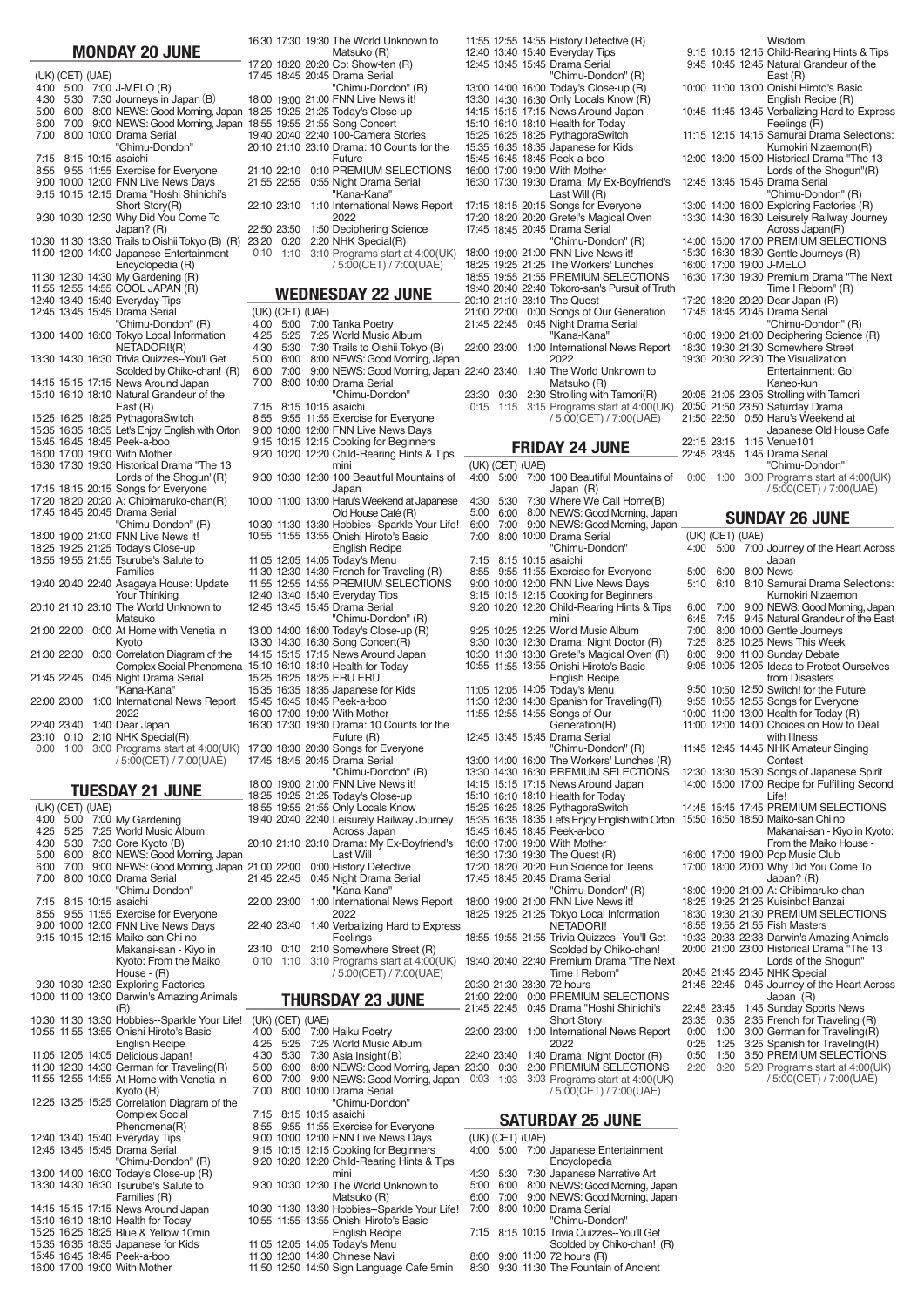## MONDAY 20 JUNE

| (UK) | (CET) | (UAE) | |
|---|---|---|---|
| 4:00 | 5:00 | 7:00 | J-MELO (R) |
| 4:30 | 5:30 | 7:30 | Journeys in Japan (B) |
| 5:00 | 6:00 | 8:00 | NEWS: Good Morning, Japan |
| 6:00 | 7:00 | 9:00 | NEWS: Good Morning, Japan |
| 7:00 | 8:00 | 10:00 | Drama Serial "Chimu-Dondon" |
| 7:15 | 8:15 | 10:15 | asaichi |
| 8:55 | 9:55 | 11:55 | Exercise for Everyone |
| 9:00 | 10:00 | 12:00 | FNN Live News Days |
| 9:15 | 10:15 | 12:15 | Drama "Hoshi Shinichi's Short Story(R) |
| 9:30 | 10:30 | 12:30 | Why Did You Come To Japan? (R) |
| 10:30 | 11:30 | 13:30 | Trails to Oishii Tokyo (B) (R) |
| 11:00 | 12:00 | 14:00 | Japanese Entertainment Encyclopedia (R) |
| 11:30 | 12:30 | 14:30 | My Gardening (R) |
| 11:55 | 12:55 | 14:55 | COOL JAPAN (R) |
| 12:40 | 13:40 | 15:40 | Everyday Tips |
| 12:45 | 13:45 | 15:45 | Drama Serial "Chimu-Dondon" (R) |
| 13:00 | 14:00 | 16:00 | Tokyo Local Information NETADORI!(R) |
| 13:30 | 14:30 | 16:30 | Trivia Quizzes--You'll Get Scolded by Chiko-chan! (R) |
| 14:15 | 15:15 | 17:15 | News Around Japan |
| 15:10 | 16:10 | 18:10 | Natural Grandeur of the East (R) |
| 15:25 | 16:25 | 18:25 | PythagoraSwitch |
| 15:35 | 16:35 | 18:35 | Let's Enjoy English with Orton |
| 15:45 | 16:45 | 18:45 | Peek-a-boo |
| 16:00 | 17:00 | 19:00 | With Mother |
| 16:30 | 17:30 | 19:30 | Historical Drama "The 13 Lords of the Shogun"(R) |
| 17:15 | 18:15 | 20:15 | Songs for Everyone |
| 17:20 | 18:20 | 20:20 | A: Chibimaruko-chan(R) |
| 17:45 | 18:45 | 20:45 | Drama Serial "Chimu-Dondon" |
| 18:00 | 19:00 | 21:00 | FNN Live News it! |
| 18:25 | 19:25 | 21:25 | Today's Close-up |
| 18:55 | 19:55 | 21:55 | Tsurube's Salute to Families |
| 19:40 | 20:40 | 22:40 | Asagaya House: Update Your Thinking |
| 20:10 | 21:10 | 23:10 | The World Unknown to Matsuko |
| 21:00 | 22:00 | 0:00 | At Home with Venetia in Kyoto |
| 21:30 | 22:30 | 0:30 | Correlation Diagram of the Complex Social Phenomena |
| 21:45 | 22:45 | 0:45 | Night Drama Serial "Kana-Kana" |
| 22:00 | 23:00 | 1:00 | International News Report 2022 |
| 22:40 | 23:40 | 1:40 | Dear Japan |
| 23:10 | 0:10 | 2:10 | NHK Special(R) |
| 0:00 | 1:00 | 3:00 | Programs start at 4:00(UK) / 5:00(CET) / 7:00(UAE) |

## TUESDAY 21 JUNE

| (UK) | (CET) | (UAE) | |
|---|---|---|---|
| 4:00 | 5:00 | 7:00 | My Gardening |
| 4:25 | 5:25 | 7:25 | World Music Album |
| 4:30 | 5:30 | 7:30 | Core Kyoto (B) |
| 5:00 | 6:00 | 8:00 | NEWS: Good Morning, Japan |
| 6:00 | 7:00 | 9:00 | NEWS: Good Morning, Japan |
| 7:00 | 8:00 | 10:00 | Drama Serial "Chimu-Dondon" |
| 7:15 | 8:15 | 10:15 | asaichi |
| 8:55 | 9:55 | 11:55 | Exercise for Everyone |
| 9:00 | 10:00 | 12:00 | FNN Live News Days |
| 9:15 | 10:15 | 12:15 | Maiko-san Chi no Makanai-san - Kiyo in Kyoto: From the Maiko House - (R) |
| 9:30 | 10:30 | 12:30 | Exploring Factories |
| 10:00 | 11:00 | 13:00 | Darwin's Amazing Animals (R) |
| 10:30 | 11:30 | 13:30 | Hobbies--Sparkle Your Life! |
| 10:55 | 11:55 | 13:55 | Onishi Hiroto's Basic English Recipe |
| 11:05 | 12:05 | 14:05 | Delicious Japan! |
| 11:30 | 12:30 | 14:30 | German for Traveling(R) |
| 11:55 | 12:55 | 14:55 | At Home with Venetia in Kyoto (R) |
| 12:25 | 13:25 | 15:25 | Correlation Diagram of the Complex Social Phenomena(R) |
| 12:40 | 13:40 | 15:40 | Everyday Tips |
| 12:45 | 13:45 | 15:45 | Drama Serial "Chimu-Dondon" (R) |
| 13:00 | 14:00 | 16:00 | Today's Close-up (R) |
| 13:30 | 14:30 | 16:30 | Tsurube's Salute to Families (R) |
| 14:15 | 15:15 | 17:15 | News Around Japan |
| 15:10 | 16:10 | 18:10 | Health for Today |
| 15:25 | 16:25 | 18:25 | Blue & Yellow 10min |
| 15:35 | 16:35 | 18:35 | Japanese for Kids |
| 15:45 | 16:45 | 18:45 | Peek-a-boo |
| 16:00 | 17:00 | 19:00 | With Mother |
| 16:30 | 17:30 | 19:30 | The World Unknown to Matsuko (R) |
| 17:20 | 18:20 | 20:20 | Co: Show-ten (R) |
| 17:45 | 18:45 | 20:45 | Drama Serial "Chimu-Dondon" (R) |
| 18:00 | 19:00 | 21:00 | FNN Live News it! |
| 18:25 | 19:25 | 21:25 | Today's Close-up |
| 18:55 | 19:55 | 21:55 | Song Concert |
| 19:40 | 20:40 | 22:40 | 100-Camera Stories |
| 20:10 | 21:10 | 23:10 | Drama: 10 Counts for the Future |
| 21:10 | 22:10 | 0:10 | PREMIUM SELECTIONS |
| 21:55 | 22:55 | 0:55 | Night Drama Serial "Kana-Kana" |
| 22:10 | 23:10 | 1:10 | International News Report 2022 |
| 22:50 | 23:50 | 1:50 | Deciphering Science |
| 23:20 | 0:20 | 2:20 | NHK Special(R) |
| 0:10 | 1:10 | 3:10 | Programs start at 4:00(UK) / 5:00(CET) / 7:00(UAE) |

## WEDNESDAY 22 JUNE

| (UK) | (CET) | (UAE) | |
|---|---|---|---|
| 4:00 | 5:00 | 7:00 | Tanka Poetry |
| 4:25 | 5:25 | 7:25 | World Music Album |
| 4:30 | 5:30 | 7:30 | Trails to Oishii Tokyo (B) |
| 5:00 | 6:00 | 8:00 | NEWS: Good Morning, Japan |
| 6:00 | 7:00 | 9:00 | NEWS: Good Morning, Japan |
| 7:00 | 8:00 | 10:00 | Drama Serial "Chimu-Dondon" |
| 7:15 | 8:15 | 10:15 | asaichi |
| 8:55 | 9:55 | 11:55 | Exercise for Everyone |
| 9:00 | 10:00 | 12:00 | FNN Live News Days |
| 9:15 | 10:15 | 12:15 | Cooking for Beginners |
| 9:20 | 10:20 | 12:20 | Child-Rearing Hints & Tips mini |
| 9:30 | 10:30 | 12:30 | 100 Beautiful Mountains of Japan |
| 10:00 | 11:00 | 13:00 | Haru's Weekend at Japanese Old House Café (R) |
| 10:30 | 11:30 | 13:30 | Hobbies--Sparkle Your Life! |
| 10:55 | 11:55 | 13:55 | Onishi Hiroto's Basic English Recipe |
| 11:05 | 12:05 | 14:05 | Today's Menu |
| 11:30 | 12:30 | 14:30 | French for Traveling (R) |
| 11:55 | 12:55 | 14:55 | PREMIUM SELECTIONS |
| 12:40 | 13:40 | 15:40 | Everyday Tips |
| 12:45 | 13:45 | 15:45 | Drama Serial "Chimu-Dondon" (R) |
| 13:00 | 14:00 | 16:00 | Today's Close-up (R) |
| 13:30 | 14:30 | 16:30 | Song Concert(R) |
| 14:15 | 15:15 | 17:15 | News Around Japan |
| 15:10 | 16:10 | 18:10 | Health for Today |
| 15:25 | 16:25 | 18:25 | ERU ERU |
| 15:35 | 16:35 | 18:35 | Japanese for Kids |
| 15:45 | 16:45 | 18:45 | Peek-a-boo |
| 16:00 | 17:00 | 19:00 | With Mother |
| 16:30 | 17:30 | 19:30 | Drama: 10 Counts for the Future (R) |
| 17:30 | 18:30 | 20:30 | Songs for Everyone |
| 17:45 | 18:45 | 20:45 | Drama Serial "Chimu-Dondon" (R) |
| 18:00 | 19:00 | 21:00 | FNN Live News it! |
| 18:25 | 19:25 | 21:25 | Today's Close-up |
| 18:55 | 19:55 | 21:55 | Only Locals Know |
| 19:40 | 20:40 | 22:40 | Leisurely Railway Journey Across Japan |
| 20:10 | 21:10 | 23:10 | Drama: My Ex-Boyfriend's Last Will |
| 21:00 | 22:00 | 0:00 | History Detective |
| 21:45 | 22:45 | 0:45 | Night Drama Serial "Kana-Kana" |
| 22:00 | 23:00 | 1:00 | International News Report 2022 |
| 22:40 | 23:40 | 1:40 | Verbalizing Hard to Express Feelings |
| 23:10 | 0:10 | 2:10 | Somewhere Street (R) |
| 0:10 | 1:10 | 3:10 | Programs start at 4:00(UK) / 5:00(CET) / 7:00(UAE) |

## THURSDAY 23 JUNE

| (UK) | (CET) | (UAE) | |
|---|---|---|---|
| 4:00 | 5:00 | 7:00 | Haiku Poetry |
| 4:25 | 5:25 | 7:25 | World Music Album |
| 4:30 | 5:30 | 7:30 | Asia Insight (B) |
| 5:00 | 6:00 | 8:00 | NEWS: Good Morning, Japan |
| 6:00 | 7:00 | 9:00 | NEWS: Good Morning, Japan |
| 7:00 | 8:00 | 10:00 | Drama Serial "Chimu-Dondon" |
| 7:15 | 8:15 | 10:15 | asaichi |
| 8:55 | 9:55 | 11:55 | Exercise for Everyone |
| 9:00 | 10:00 | 12:00 | FNN Live News Days |
| 9:15 | 10:15 | 12:15 | Cooking for Beginners |
| 9:20 | 10:20 | 12:20 | Child-Rearing Hints & Tips mini |
| 9:30 | 10:30 | 12:30 | The World Unknown to Matsuko (R) |
| 10:30 | 11:30 | 13:30 | Hobbies--Sparkle Your Life! |
| 10:55 | 11:55 | 13:55 | Onishi Hiroto's Basic English Recipe |
| 11:05 | 12:05 | 14:05 | Today's Menu |
| 11:30 | 12:30 | 14:30 | Chinese Navi |
| 11:50 | 12:50 | 14:50 | Sign Language Cafe 5min |
| 11:55 | 12:55 | 14:55 | History Detective (R) |
| 12:40 | 13:40 | 15:40 | Everyday Tips |
| 12:45 | 13:45 | 15:45 | Drama Serial "Chimu-Dondon" (R) |
| 13:00 | 14:00 | 16:00 | Today's Close-up (R) |
| 13:30 | 14:30 | 16:30 | Only Locals Know (R) |
| 14:15 | 15:15 | 17:15 | News Around Japan |
| 15:10 | 16:10 | 18:10 | Health for Today |
| 15:25 | 16:25 | 18:25 | PythagoraSwitch |
| 15:35 | 16:35 | 18:35 | Japanese for Kids |
| 15:45 | 16:45 | 18:45 | Peek-a-boo |
| 16:00 | 17:00 | 19:00 | With Mother |
| 16:30 | 17:30 | 19:30 | Drama: My Ex-Boyfriend's Last Will (R) |
| 17:15 | 18:15 | 20:15 | Songs for Everyone |
| 17:20 | 18:20 | 20:20 | Gretel's Magical Oven |
| 17:45 | 18:45 | 20:45 | Drama Serial "Chimu-Dondon" (R) |
| 18:00 | 19:00 | 21:00 | FNN Live News it! |
| 18:25 | 19:25 | 21:25 | The Workers' Lunches |
| 18:55 | 19:55 | 21:55 | PREMIUM SELECTIONS |
| 19:40 | 20:40 | 22:40 | Tokoro-san's Pursuit of Truth |
| 20:10 | 21:10 | 23:10 | The Quest |
| 21:00 | 22:00 | 0:00 | Songs of Our Generation |
| 21:45 | 22:45 | 0:45 | Night Drama Serial "Kana-Kana" |
| 22:00 | 23:00 | 1:00 | International News Report 2022 |
| 22:40 | 23:40 | 1:40 | The World Unknown to Matsuko (R) |
| 23:30 | 0:30 | 2:30 | Strolling with Tamori(R) |
| 0:15 | 1:15 | 3:15 | Programs start at 4:00(UK) / 5:00(CET) / 7:00(UAE) |

## FRIDAY 24 JUNE

| (UK) | (CET) | (UAE) | |
|---|---|---|---|
| 4:00 | 5:00 | 7:00 | 100 Beautiful Mountains of Japan (R) |
| 4:30 | 5:30 | 7:30 | Where We Call Home(B) |
| 5:00 | 6:00 | 8:00 | NEWS: Good Morning, Japan |
| 6:00 | 7:00 | 9:00 | NEWS: Good Morning, Japan |
| 7:00 | 8:00 | 10:00 | Drama Serial "Chimu-Dondon" |
| 7:15 | 8:15 | 10:15 | asaichi |
| 8:55 | 9:55 | 11:55 | Exercise for Everyone |
| 9:00 | 10:00 | 12:00 | FNN Live News Days |
| 9:15 | 10:15 | 12:15 | Cooking for Beginners |
| 9:20 | 10:20 | 12:20 | Child-Rearing Hints & Tips mini |
| 9:25 | 10:25 | 12:25 | World Music Album |
| 9:30 | 10:30 | 12:30 | Drama: Night Doctor (R) |
| 10:30 | 11:30 | 13:30 | Gretel's Magical Oven (R) |
| 10:55 | 11:55 | 13:55 | Onishi Hiroto's Basic English Recipe |
| 11:05 | 12:05 | 14:05 | Today's Menu |
| 11:30 | 12:30 | 14:30 | Spanish for Traveling(R) |
| 11:55 | 12:55 | 14:55 | Songs of Our Generation(R) |
| 12:45 | 13:45 | 15:45 | Drama Serial "Chimu-Dondon" (R) |
| 13:00 | 14:00 | 16:00 | The Workers' Lunches (R) |
| 13:30 | 14:30 | 16:30 | PREMIUM SELECTIONS |
| 14:15 | 15:15 | 17:15 | News Around Japan |
| 15:10 | 16:10 | 18:10 | Health for Today |
| 15:25 | 16:25 | 18:25 | PythagoraSwitch |
| 15:35 | 16:35 | 18:35 | Let's Enjoy English with Orton |
| 15:45 | 16:45 | 18:45 | Peek-a-boo |
| 16:00 | 17:00 | 19:00 | With Mother |
| 16:30 | 17:30 | 19:30 | The Quest (R) |
| 17:20 | 18:20 | 20:20 | Fun Science for Teens |
| 17:45 | 18:45 | 20:45 | Drama Serial "Chimu-Dondon" (R) |
| 18:00 | 19:00 | 21:00 | FNN Live News it! |
| 18:25 | 19:25 | 21:25 | Tokyo Local Information NETADORI! |
| 18:55 | 19:55 | 21:55 | Trivia Quizzes--You'll Get Scolded by Chiko-chan! |
| 19:40 | 20:40 | 22:40 | Premium Drama "The Next Time I Reborn" |
| 20:30 | 21:30 | 23:30 | 72 hours |
| 21:00 | 22:00 | 0:00 | PREMIUM SELECTIONS |
| 21:45 | 22:45 | 0:45 | Drama "Hoshi Shinichi's Short Story |
| 22:00 | 23:00 | 1:00 | International News Report 2022 |
| 22:40 | 23:40 | 1:40 | Drama: Night Doctor (R) |
| 23:30 | 0:30 | 2:30 | PREMIUM SELECTIONS |
| 0:03 | 1:03 | 3:03 | Programs start at 4:00(UK) / 5:00(CET) / 7:00(UAE) |

## SATURDAY 25 JUNE

| (UK) | (CET) | (UAE) | |
|---|---|---|---|
| 4:00 | 5:00 | 7:00 | Japanese Entertainment Encyclopedia |
| 4:30 | 5:30 | 7:30 | Japanese Narrative Art |
| 5:00 | 6:00 | 8:00 | NEWS: Good Morning, Japan |
| 6:00 | 7:00 | 9:00 | NEWS: Good Morning, Japan |
| 7:00 | 8:00 | 10:00 | Drama Serial "Chimu-Dondon" |
| 7:15 | 8:15 | 10:15 | Trivia Quizzes--You'll Get Scolded by Chiko-chan! (R) |
| 8:00 | 9:00 | 11:00 | 72 hours (R) |
| 8:30 | 9:30 | 11:30 | The Fountain of Ancient Wisdom |
| 9:15 | 10:15 | 12:15 | Child-Rearing Hints & Tips |
| 9:45 | 10:45 | 12:45 | Natural Grandeur of the East (R) |
| 10:00 | 11:00 | 13:00 | Onishi Hiroto's Basic English Recipe (R) |
| 10:45 | 11:45 | 13:45 | Verbalizing Hard to Express Feelings (R) |
| 11:15 | 12:15 | 14:15 | Samurai Drama Selections: Kumokiri Nizaemon(R) |
| 12:00 | 13:00 | 15:00 | Historical Drama "The 13 Lords of the Shogun"(R) |
| 12:45 | 13:45 | 15:45 | Drama Serial "Chimu-Dondon" (R) |
| 13:00 | 14:00 | 16:00 | Exploring Factories (R) |
| 13:30 | 14:30 | 16:30 | Leisurely Railway Journey Across Japan(R) |
| 14:00 | 15:00 | 17:00 | PREMIUM SELECTIONS |
| 15:30 | 16:30 | 18:30 | Gentle Journeys (R) |
| 16:00 | 17:00 | 19:00 | J-MELO |
| 16:30 | 17:30 | 19:30 | Premium Drama "The Next Time I Reborn" (R) |
| 17:20 | 18:20 | 20:20 | Dear Japan (R) |
| 17:45 | 18:45 | 20:45 | Drama Serial "Chimu-Dondon" (R) |
| 18:00 | 19:00 | 21:00 | Deciphering Science (R) |
| 18:30 | 19:30 | 21:30 | Somewhere Street |
| 19:30 | 20:30 | 22:30 | The Visualization Entertainment: Go! Kaneo-kun |
| 20:05 | 21:05 | 23:05 | Strolling with Tamori |
| 20:50 | 21:50 | 23:50 | Saturday Drama |
| 21:50 | 22:50 | 0:50 | Haru's Weekend at Japanese Old House Cafe |
| 22:15 | 23:15 | 1:15 | Venue101 |
| 22:45 | 23:45 | 1:45 | Drama Serial "Chimu-Dondon" |
| 0:00 | 1:00 | 3:00 | Programs start at 4:00(UK) / 5:00(CET) / 7:00(UAE) |

## SUNDAY 26 JUNE

| (UK) | (CET) | (UAE) | |
|---|---|---|---|
| 4:00 | 5:00 | 7:00 | Journey of the Heart Across Japan |
| 5:00 | 6:00 | 8:00 | News |
| 5:10 | 6:10 | 8:10 | Samurai Drama Selections: Kumokiri Nizaemon |
| 6:00 | 7:00 | 9:00 | NEWS: Good Morning, Japan |
| 6:45 | 7:45 | 9:45 | Natural Grandeur of the East |
| 7:00 | 8:00 | 10:00 | Gentle Journeys |
| 7:25 | 8:25 | 10:25 | News This Week |
| 8:00 | 9:00 | 11:00 | Sunday Debate |
| 9:05 | 10:05 | 12:05 | Ideas to Protect Ourselves from Disasters |
| 9:50 | 10:50 | 12:50 | Switch! for the Future |
| 9:55 | 10:55 | 12:55 | Songs for Everyone |
| 10:00 | 11:00 | 13:00 | Health for Today (R) |
| 11:00 | 12:00 | 14:00 | Choices on How to Deal with Illness |
| 11:45 | 12:45 | 14:45 | NHK Amateur Singing Contest |
| 12:30 | 13:30 | 15:30 | Songs of Japanese Spirit |
| 14:00 | 15:00 | 17:00 | Recipe for Fulfilling Second Life! |
| 14:45 | 15:45 | 17:45 | PREMIUM SELECTIONS |
| 15:50 | 16:50 | 18:50 | Maiko-san Chi no Makanai-san - Kiyo in Kyoto: From the Maiko House - |
| 16:00 | 17:00 | 19:00 | Pop Music Club |
| 17:00 | 18:00 | 20:00 | Why Did You Come To Japan? (R) |
| 18:00 | 19:00 | 21:00 | A: Chibimaruko-chan |
| 18:25 | 19:25 | 21:25 | Kuisinbo! Banzai |
| 18:30 | 19:30 | 21:30 | PREMIUM SELECTIONS |
| 18:55 | 19:55 | 21:55 | Fish Masters |
| 19:33 | 20:33 | 22:33 | Darwin's Amazing Animals |
| 20:00 | 21:00 | 23:00 | Historical Drama "The 13 Lords of the Shogun" |
| 20:45 | 21:45 | 23:45 | NHK Special |
| 21:45 | 22:45 | 0:45 | Journey of the Heart Across Japan (R) |
| 22:45 | 23:45 | 1:45 | Sunday Sports News |
| 23:35 | 0:35 | 2:35 | French for Traveling (R) |
| 0:00 | 1:00 | 3:00 | German for Traveling(R) |
| 0:25 | 1:25 | 3:25 | Spanish for Traveling(R) |
| 0:50 | 1:50 | 3:50 | PREMIUM SELECTIONS |
| 2:20 | 3:20 | 5:20 | Programs start at 4:00(UK) / 5:00(CET) / 7:00(UAE) |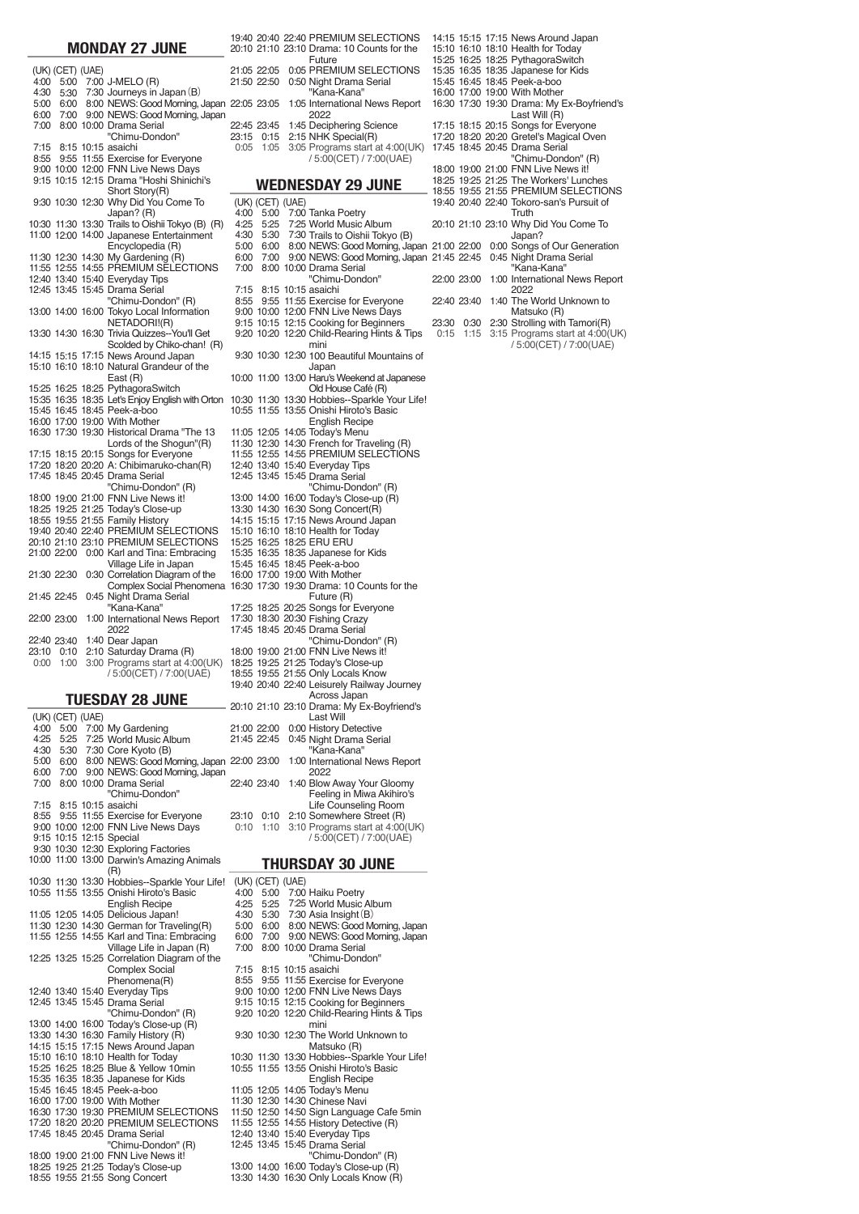## MONDAY 27 JUNE

| (UK) | (CET) | (UAE) | |
|---|---|---|---|
| 4:00 | 5:00 | 7:00 | J-MELO (R) |
| 4:30 | 5:30 | 7:30 | Journeys in Japan (B) |
| 5:00 | 6:00 | 8:00 | NEWS: Good Morning, Japan |
| 6:00 | 7:00 | 9:00 | NEWS: Good Morning, Japan |
| 7:00 | 8:00 | 10:00 | Drama Serial "Chimu-Dondon" |
| 7:15 | 8:15 | 10:15 | asaichi |
| 8:55 | 9:55 | 11:55 | Exercise for Everyone |
| 9:00 | 10:00 | 12:00 | FNN Live News Days |
| 9:15 | 10:15 | 12:15 | Drama "Hoshi Shinichi's Short Story(R) |
| 9:30 | 10:30 | 12:30 | Why Did You Come To Japan? (R) |
| 10:30 | 11:30 | 13:30 | Trails to Oishii Tokyo (B) (R) |
| 11:00 | 12:00 | 14:00 | Japanese Entertainment Encyclopedia (R) |
| 11:30 | 12:30 | 14:30 | My Gardening (R) |
| 11:55 | 12:55 | 14:55 | PREMIUM SELECTIONS |
| 12:40 | 13:40 | 15:40 | Everyday Tips |
| 12:45 | 13:45 | 15:45 | Drama Serial "Chimu-Dondon" (R) |
| 13:00 | 14:00 | 16:00 | Tokyo Local Information NETADORI!(R) |
| 13:30 | 14:30 | 16:30 | Trivia Quizzes--You'll Get Scolded by Chiko-chan! (R) |
| 14:15 | 15:15 | 17:15 | News Around Japan |
| 15:10 | 16:10 | 18:10 | Natural Grandeur of the East (R) |
| 15:25 | 16:25 | 18:25 | PythagoraSwitch |
| 15:35 | 16:35 | 18:35 | Let's Enjoy English with Orton |
| 15:45 | 16:45 | 18:45 | Peek-a-boo |
| 16:00 | 17:00 | 19:00 | With Mother |
| 16:30 | 17:30 | 19:30 | Historical Drama "The 13 Lords of the Shogun"(R) |
| 17:15 | 18:15 | 20:15 | Songs for Everyone |
| 17:20 | 18:20 | 20:20 | A: Chibimaruko-chan(R) |
| 17:45 | 18:45 | 20:45 | Drama Serial "Chimu-Dondon" (R) |
| 18:00 | 19:00 | 21:00 | FNN Live News it! |
| 18:25 | 19:25 | 21:25 | Today's Close-up |
| 18:55 | 19:55 | 21:55 | Family History |
| 19:40 | 20:40 | 22:40 | PREMIUM SELECTIONS |
| 20:10 | 21:10 | 23:10 | PREMIUM SELECTIONS |
| 21:00 | 22:00 | 0:00 | Karl and Tina: Embracing Village Life in Japan |
| 21:30 | 22:30 | 0:30 | Correlation Diagram of the Complex Social Phenomena |
| 21:45 | 22:45 | 0:45 | Night Drama Serial "Kana-Kana" |
| 22:00 | 23:00 | 1:00 | International News Report 2022 |
| 22:40 | 23:40 | 1:40 | Dear Japan |
| 23:10 | 0:10 | 2:10 | Saturday Drama (R) |
| 0:00 | 1:00 | 3:00 | Programs start at 4:00(UK) / 5:00(CET) / 7:00(UAE) |

## TUESDAY 28 JUNE

| (UK) | (CET) | (UAE) | |
|---|---|---|---|
| 4:00 | 5:00 | 7:00 | My Gardening |
| 4:25 | 5:25 | 7:25 | World Music Album |
| 4:30 | 5:30 | 7:30 | Core Kyoto (B) |
| 5:00 | 6:00 | 8:00 | NEWS: Good Morning, Japan |
| 6:00 | 7:00 | 9:00 | NEWS: Good Morning, Japan |
| 7:00 | 8:00 | 10:00 | Drama Serial "Chimu-Dondon" |
| 7:15 | 8:15 | 10:15 | asaichi |
| 8:55 | 9:55 | 11:55 | Exercise for Everyone |
| 9:00 | 10:00 | 12:00 | FNN Live News Days |
| 9:15 | 10:15 | 12:15 | Special |
| 9:30 | 10:30 | 12:30 | Exploring Factories |
| 10:00 | 11:00 | 13:00 | Darwin's Amazing Animals (R) |
| 10:30 | 11:30 | 13:30 | Hobbies--Sparkle Your Life! |
| 10:55 | 11:55 | 13:55 | Onishi Hiroto's Basic English Recipe |
| 11:05 | 12:05 | 14:05 | Delicious Japan! |
| 11:30 | 12:30 | 14:30 | German for Traveling(R) |
| 11:55 | 12:55 | 14:55 | Karl and Tina: Embracing Village Life in Japan (R) |
| 12:25 | 13:25 | 15:25 | Correlation Diagram of the Complex Social Phenomena(R) |
| 12:40 | 13:40 | 15:40 | Everyday Tips |
| 12:45 | 13:45 | 15:45 | Drama Serial "Chimu-Dondon" (R) |
| 13:00 | 14:00 | 16:00 | Today's Close-up (R) |
| 13:30 | 14:30 | 16:30 | Family History (R) |
| 14:15 | 15:15 | 17:15 | News Around Japan |
| 15:10 | 16:10 | 18:10 | Health for Today |
| 15:25 | 16:25 | 18:25 | Blue & Yellow 10min |
| 15:35 | 16:35 | 18:35 | Japanese for Kids |
| 15:45 | 16:45 | 18:45 | Peek-a-boo |
| 16:00 | 17:00 | 19:00 | With Mother |
| 16:30 | 17:30 | 19:30 | PREMIUM SELECTIONS |
| 17:20 | 18:20 | 20:20 | PREMIUM SELECTIONS |
| 17:45 | 18:45 | 20:45 | Drama Serial "Chimu-Dondon" (R) |
| 18:00 | 19:00 | 21:00 | FNN Live News it! |
| 18:25 | 19:25 | 21:25 | Today's Close-up |
| 18:55 | 19:55 | 21:55 | Song Concert |
| 19:40 | 20:40 | 22:40 | PREMIUM SELECTIONS |
| 20:10 | 21:10 | 23:10 | Drama: 10 Counts for the Future |
| 21:05 | 22:05 | 0:05 | PREMIUM SELECTIONS |
| 21:50 | 22:50 | 0:50 | Night Drama Serial "Kana-Kana" |
| 22:05 | 23:05 | 1:05 | International News Report 2022 |
| 22:45 | 23:45 | 1:45 | Deciphering Science |
| 23:15 | 0:15 | 2:15 | NHK Special(R) |
| 0:05 | 1:05 | 3:05 | Programs start at 4:00(UK) / 5:00(CET) / 7:00(UAE) |

## WEDNESDAY 29 JUNE

| (UK) | (CET) | (UAE) | |
|---|---|---|---|
| 4:00 | 5:00 | 7:00 | Tanka Poetry |
| 4:25 | 5:25 | 7:25 | World Music Album |
| 4:30 | 5:30 | 7:30 | Trails to Oishii Tokyo (B) |
| 5:00 | 6:00 | 8:00 | NEWS: Good Morning, Japan |
| 6:00 | 7:00 | 9:00 | NEWS: Good Morning, Japan |
| 7:00 | 8:00 | 10:00 | Drama Serial "Chimu-Dondon" |
| 7:15 | 8:15 | 10:15 | asaichi |
| 8:55 | 9:55 | 11:55 | Exercise for Everyone |
| 9:00 | 10:00 | 12:00 | FNN Live News Days |
| 9:15 | 10:15 | 12:15 | Cooking for Beginners |
| 9:20 | 10:20 | 12:20 | Child-Rearing Hints & Tips mini |
| 9:30 | 10:30 | 12:30 | 100 Beautiful Mountains of Japan |
| 10:00 | 11:00 | 13:00 | Haru's Weekend at Japanese Old House Café (R) |
| 10:30 | 11:30 | 13:30 | Hobbies--Sparkle Your Life! |
| 10:55 | 11:55 | 13:55 | Onishi Hiroto's Basic English Recipe |
| 11:05 | 12:05 | 14:05 | Today's Menu |
| 11:30 | 12:30 | 14:30 | French for Traveling (R) |
| 11:55 | 12:55 | 14:55 | PREMIUM SELECTIONS |
| 12:40 | 13:40 | 15:40 | Everyday Tips |
| 12:45 | 13:45 | 15:45 | Drama Serial "Chimu-Dondon" (R) |
| 13:00 | 14:00 | 16:00 | Today's Close-up (R) |
| 13:30 | 14:30 | 16:30 | Song Concert(R) |
| 14:15 | 15:15 | 17:15 | News Around Japan |
| 15:10 | 16:10 | 18:10 | Health for Today |
| 15:25 | 16:25 | 18:25 | ERU ERU |
| 15:35 | 16:35 | 18:35 | Japanese for Kids |
| 15:45 | 16:45 | 18:45 | Peek-a-boo |
| 16:00 | 17:00 | 19:00 | With Mother |
| 16:30 | 17:30 | 19:30 | Drama: 10 Counts for the Future (R) |
| 17:25 | 18:25 | 20:25 | Songs for Everyone |
| 17:30 | 18:30 | 20:30 | Fishing Crazy |
| 17:45 | 18:45 | 20:45 | Drama Serial "Chimu-Dondon" (R) |
| 18:00 | 19:00 | 21:00 | FNN Live News it! |
| 18:25 | 19:25 | 21:25 | Today's Close-up |
| 18:55 | 19:55 | 21:55 | Only Locals Know |
| 19:40 | 20:40 | 22:40 | Leisurely Railway Journey Across Japan |
| 20:10 | 21:10 | 23:10 | Drama: My Ex-Boyfriend's Last Will |
| 21:00 | 22:00 | 0:00 | History Detective |
| 21:45 | 22:45 | 0:45 | Night Drama Serial "Kana-Kana" |
| 22:00 | 23:00 | 1:00 | International News Report 2022 |
| 22:40 | 23:40 | 1:40 | Blow Away Your Gloomy Feeling in Miwa Akihiro's Life Counseling Room |
| 23:10 | 0:10 | 2:10 | Somewhere Street (R) |
| 0:10 | 1:10 | 3:10 | Programs start at 4:00(UK) / 5:00(CET) / 7:00(UAE) |

## THURSDAY 30 JUNE

| (UK) | (CET) | (UAE) | |
|---|---|---|---|
| 4:00 | 5:00 | 7:00 | Haiku Poetry |
| 4:25 | 5:25 | 7:25 | World Music Album |
| 4:30 | 5:30 | 7:30 | Asia Insight (B) |
| 5:00 | 6:00 | 8:00 | NEWS: Good Morning, Japan |
| 6:00 | 7:00 | 9:00 | NEWS: Good Morning, Japan |
| 7:00 | 8:00 | 10:00 | Drama Serial "Chimu-Dondon" |
| 7:15 | 8:15 | 10:15 | asaichi |
| 8:55 | 9:55 | 11:55 | Exercise for Everyone |
| 9:00 | 10:00 | 12:00 | FNN Live News Days |
| 9:15 | 10:15 | 12:15 | Cooking for Beginners |
| 9:20 | 10:20 | 12:20 | Child-Rearing Hints & Tips mini |
| 9:30 | 10:30 | 12:30 | The World Unknown to Matsuko (R) |
| 10:30 | 11:30 | 13:30 | Hobbies--Sparkle Your Life! |
| 10:55 | 11:55 | 13:55 | Onishi Hiroto's Basic English Recipe |
| 11:05 | 12:05 | 14:05 | Today's Menu |
| 11:30 | 12:30 | 14:30 | Chinese Navi |
| 11:50 | 12:50 | 14:50 | Sign Language Cafe 5min |
| 11:55 | 12:55 | 14:55 | History Detective (R) |
| 12:40 | 13:40 | 15:40 | Everyday Tips |
| 12:45 | 13:45 | 15:45 | Drama Serial "Chimu-Dondon" (R) |
| 13:00 | 14:00 | 16:00 | Today's Close-up (R) |
| 13:30 | 14:30 | 16:30 | Only Locals Know (R) |
| 14:15 | 15:15 | 17:15 | News Around Japan |
| 15:10 | 16:10 | 18:10 | Health for Today |
| 15:25 | 16:25 | 18:25 | PythagoraSwitch |
| 15:35 | 16:35 | 18:35 | Japanese for Kids |
| 15:45 | 16:45 | 18:45 | Peek-a-boo |
| 16:00 | 17:00 | 19:00 | With Mother |
| 16:30 | 17:30 | 19:30 | Drama: My Ex-Boyfriend's Last Will (R) |
| 17:15 | 18:15 | 20:15 | Songs for Everyone |
| 17:20 | 18:20 | 20:20 | Gretel's Magical Oven |
| 17:45 | 18:45 | 20:45 | Drama Serial "Chimu-Dondon" (R) |
| 18:00 | 19:00 | 21:00 | FNN Live News it! |
| 18:25 | 19:25 | 21:25 | The Workers' Lunches |
| 18:55 | 19:55 | 21:55 | PREMIUM SELECTIONS |
| 19:40 | 20:40 | 22:40 | Tokoro-san's Pursuit of Truth |
| 20:10 | 21:10 | 23:10 | Why Did You Come To Japan? |
| 21:00 | 22:00 | 0:00 | Songs of Our Generation |
| 21:45 | 22:45 | 0:45 | Night Drama Serial "Kana-Kana" |
| 22:00 | 23:00 | 1:00 | International News Report 2022 |
| 22:40 | 23:40 | 1:40 | The World Unknown to Matsuko (R) |
| 23:30 | 0:30 | 2:30 | Strolling with Tamori(R) |
| 0:15 | 1:15 | 3:15 | Programs start at 4:00(UK) / 5:00(CET) / 7:00(UAE) |